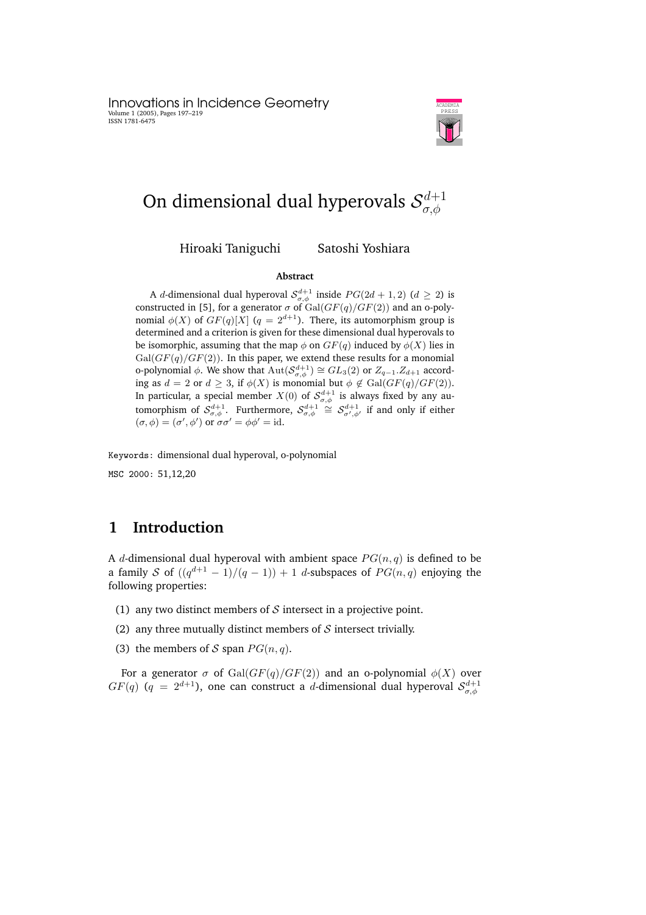# On dimensional dual hyperovals $\mathcal{S}^{d+1}_{\sigma,\phi}$

Hiroaki Taniguchi Satoshi Yoshiara

**Abstract**

A $d$-dimensional dual hyperoval $\mathcal{S}^{d+1}_{\sigma,\phi}$ inside $PG(2d+1,2)$ ($d \geq 2$) is constructed in [5], for a generator $\sigma$ of $\mathrm{Gal}(GF(q)/GF(2))$ and an o-polynomial $\phi(X)$ of $GF(q)[X]$ ($q = 2^{d+1}$). There, its automorphism group is determined and a criterion is given for these dimensional dual hyperovals to be isomorphic, assuming that the map $\phi$ on $GF(q)$ induced by $\phi(X)$ lies in $\mathrm{Gal}(GF(q)/GF(2))$. In this paper, we extend these results for a monomial o-polynomial $\phi$. We show that $\mathrm{Aut}(\mathcal{S}^{d+1}_{\sigma,\phi}) \cong GL_3(2)$ or $Z_{q-1}.Z_{d+1}$ according as $d = 2$ or $d \geq 3$, if $\phi(X)$ is monomial but $\phi \notin \mathrm{Gal}(GF(q)/GF(2))$. In particular, a special member $X(0)$ of $\mathcal{S}^{d+1}_{\sigma,\phi}$ is always fixed by any automorphism of $\mathcal{S}^{d+1}_{\sigma,\phi}$. Furthermore, $\mathcal{S}^{d+1}_{\sigma,\phi} \cong \mathcal{S}^{d+1}_{\sigma',\phi'}$ if and only if either $(\sigma,\phi) = (\sigma',\phi')$ or $\sigma\sigma' = \phi\phi' = \mathrm{id}$.

Keywords: dimensional dual hyperoval, o-polynomial

MSC 2000: 51,12,20

## 1 Introduction

A $d$-dimensional dual hyperoval with ambient space $PG(n,q)$ is defined to be a family $\mathcal{S}$ of $((q^{d+1}-1)/(q-1)) + 1$ $d$-subspaces of $PG(n,q)$ enjoying the following properties:

(1) any two distinct members of $\mathcal{S}$ intersect in a projective point.

(2) any three mutually distinct members of $\mathcal{S}$ intersect trivially.

(3) the members of $\mathcal{S}$ span $PG(n,q)$.

For a generator $\sigma$ of $\mathrm{Gal}(GF(q)/GF(2))$ and an o-polynomial $\phi(X)$ over $GF(q)$ ($q = 2^{d+1}$), one can construct a $d$-dimensional dual hyperoval $\mathcal{S}^{d+1}_{\sigma,\phi}$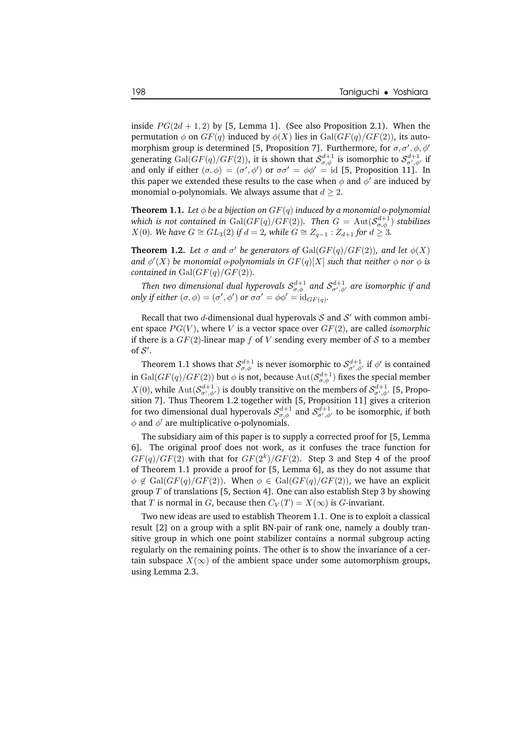inside $PG(2d+1, 2)$ by [5, Lemma 1]. (See also Proposition 2.1). When the permutation $\phi$ on $GF(q)$ induced by $\phi(X)$ lies in $\mathrm{Gal}(GF(q)/GF(2))$, its automorphism group is determined [5, Proposition 7]. Furthermore, for $\sigma, \sigma', \phi, \phi'$ generating $\mathrm{Gal}(GF(q)/GF(2))$, it is shown that $\mathcal{S}^{d+1}_{\sigma,\phi}$ is isomorphic to $\mathcal{S}^{d+1}_{\sigma',\phi'}$ if and only if either $(\sigma, \phi) = (\sigma', \phi')$ or $\sigma\sigma' = \phi\phi' = \mathrm{id}$ [5, Proposition 11]. In this paper we extended these results to the case when $\phi$ and $\phi'$ are induced by monomial o-polynomials. We always assume that $d \geq 2$.

**Theorem 1.1.** *Let $\phi$ be a bijection on $GF(q)$ induced by a monomial o-polynomial which is not contained in $\mathrm{Gal}(GF(q)/GF(2))$. Then $G = \mathrm{Aut}(\mathcal{S}^{d+1}_{\sigma,\phi})$ stabilizes $X(0)$. We have $G \cong GL_3(2)$ if $d = 2$, while $G \cong Z_{q-1} : Z_{d+1}$ for $d \geq 3$.*

**Theorem 1.2.** *Let $\sigma$ and $\sigma'$ be generators of $\mathrm{Gal}(GF(q)/GF(2))$, and let $\phi(X)$ and $\phi'(X)$ be monomial o-polynomials in $GF(q)[X]$ such that neither $\phi$ nor $\phi$ is contained in $\mathrm{Gal}(GF(q)/GF(2))$.*

*Then two dimensional dual hyperovals $\mathcal{S}^{d+1}_{\sigma,\phi}$ and $\mathcal{S}^{d+1}_{\sigma',\phi'}$ are isomorphic if and only if either $(\sigma, \phi) = (\sigma', \phi')$ or $\sigma\sigma' = \phi\phi' = \mathrm{id}_{GF(q)}$.*

Recall that two $d$-dimensional dual hyperovals $\mathcal{S}$ and $\mathcal{S}'$ with common ambient space $PG(V)$, where $V$ is a vector space over $GF(2)$, are called *isomorphic* if there is a $GF(2)$-linear map $f$ of $V$ sending every member of $\mathcal{S}$ to a member of $\mathcal{S}'$.

Theorem 1.1 shows that $\mathcal{S}^{d+1}_{\sigma,\phi}$ is never isomorphic to $\mathcal{S}^{d+1}_{\sigma',\phi'}$ if $\phi'$ is contained in $\mathrm{Gal}(GF(q)/GF(2))$ but $\phi$ is not, because $\mathrm{Aut}(\mathcal{S}^{d+1}_{\sigma,\phi})$ fixes the special member $X(0)$, while $\mathrm{Aut}(\mathcal{S}^{d+1}_{\sigma',\phi'})$ is doubly transitive on the members of $\mathcal{S}^{d+1}_{\sigma',\phi'}$ [5, Proposition 7]. Thus Theorem 1.2 together with [5, Proposition 11] gives a criterion for two dimensional dual hyperovals $\mathcal{S}^{d+1}_{\sigma,\phi}$ and $\mathcal{S}^{d+1}_{\sigma',\phi'}$ to be isomorphic, if both $\phi$ and $\phi'$ are multiplicative o-polynomials.

The subsidiary aim of this paper is to supply a corrected proof for [5, Lemma 6]. The original proof does not work, as it confuses the trace function for $GF(q)/GF(2)$ with that for $GF(2^k)/GF(2)$. Step 3 and Step 4 of the proof of Theorem 1.1 provide a proof for [5, Lemma 6], as they do not assume that $\phi \notin \mathrm{Gal}(GF(q)/GF(2))$. When $\phi \in \mathrm{Gal}(GF(q)/GF(2))$, we have an explicit group $T$ of translations [5, Section 4]. One can also establish Step 3 by showing that $T$ is normal in $G$, because then $C_V(T) = X(\infty)$ is $G$-invariant.

Two new ideas are used to establish Theorem 1.1. One is to exploit a classical result [2] on a group with a split BN-pair of rank one, namely a doubly transitive group in which one point stabilizer contains a normal subgroup acting regularly on the remaining points. The other is to show the invariance of a certain subspace $X(\infty)$ of the ambient space under some automorphism groups, using Lemma 2.3.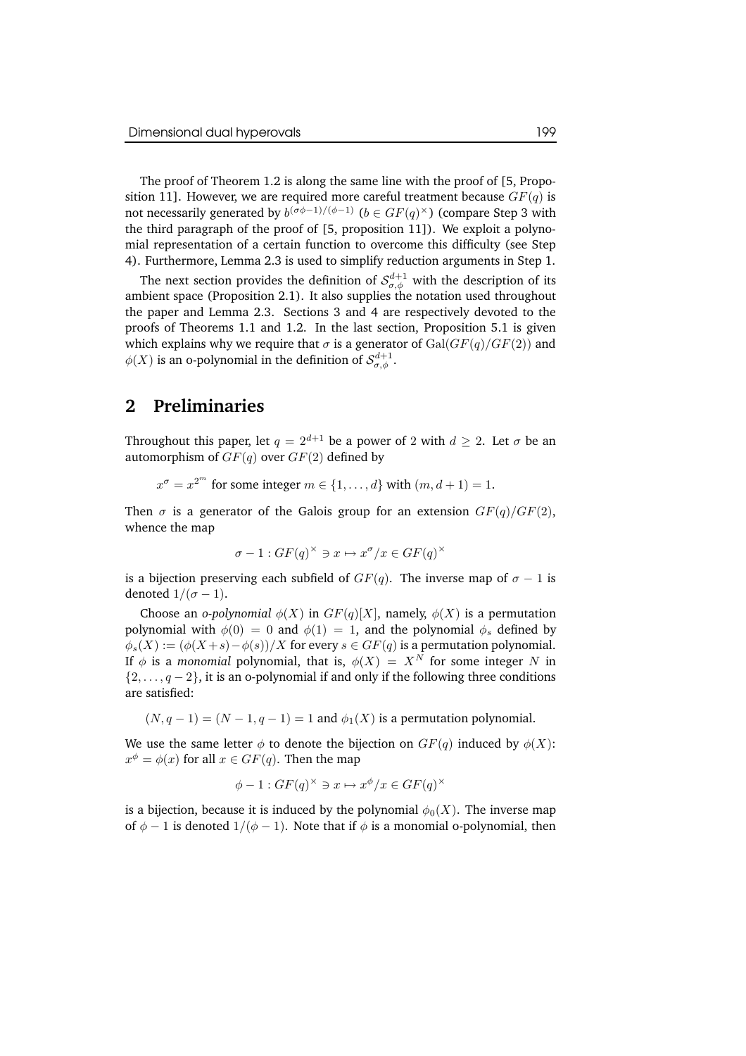The proof of Theorem 1.2 is along the same line with the proof of [5, Proposition 11]. However, we are required more careful treatment because $GF(q)$ is not necessarily generated by $b^{(\sigma\phi-1)/(\phi-1)}$ ($b \in GF(q)^\times$) (compare Step 3 with the third paragraph of the proof of [5, proposition 11]). We exploit a polynomial representation of a certain function to overcome this difficulty (see Step 4). Furthermore, Lemma 2.3 is used to simplify reduction arguments in Step 1.

The next section provides the definition of $\mathcal{S}^{d+1}_{\sigma,\phi}$ with the description of its ambient space (Proposition 2.1). It also supplies the notation used throughout the paper and Lemma 2.3. Sections 3 and 4 are respectively devoted to the proofs of Theorems 1.1 and 1.2. In the last section, Proposition 5.1 is given which explains why we require that $\sigma$ is a generator of $\mathrm{Gal}(GF(q)/GF(2))$ and $\phi(X)$ is an o-polynomial in the definition of $\mathcal{S}^{d+1}_{\sigma,\phi}$.

## 2 Preliminaries

Throughout this paper, let $q = 2^{d+1}$ be a power of 2 with $d \geq 2$. Let $\sigma$ be an automorphism of $GF(q)$ over $GF(2)$ defined by

$$x^\sigma = x^{2^m} \text{ for some integer } m \in \{1, \ldots, d\} \text{ with } (m, d+1) = 1.$$

Then $\sigma$ is a generator of the Galois group for an extension $GF(q)/GF(2)$, whence the map

$$\sigma - 1 : GF(q)^\times \ni x \mapsto x^\sigma/x \in GF(q)^\times$$

is a bijection preserving each subfield of $GF(q)$. The inverse map of $\sigma - 1$ is denoted $1/(\sigma - 1)$.

Choose an *o-polynomial* $\phi(X)$ in $GF(q)[X]$, namely, $\phi(X)$ is a permutation polynomial with $\phi(0) = 0$ and $\phi(1) = 1$, and the polynomial $\phi_s$ defined by $\phi_s(X) := (\phi(X+s) - \phi(s))/X$ for every $s \in GF(q)$ is a permutation polynomial. If $\phi$ is a *monomial* polynomial, that is, $\phi(X) = X^N$ for some integer $N$ in $\{2, \ldots, q-2\}$, it is an o-polynomial if and only if the following three conditions are satisfied:

$$(N, q-1) = (N-1, q-1) = 1 \text{ and } \phi_1(X) \text{ is a permutation polynomial.}$$

We use the same letter $\phi$ to denote the bijection on $GF(q)$ induced by $\phi(X)$: $x^\phi = \phi(x)$ for all $x \in GF(q)$. Then the map

$$\phi - 1 : GF(q)^\times \ni x \mapsto x^\phi/x \in GF(q)^\times$$

is a bijection, because it is induced by the polynomial $\phi_0(X)$. The inverse map of $\phi - 1$ is denoted $1/(\phi - 1)$. Note that if $\phi$ is a monomial o-polynomial, then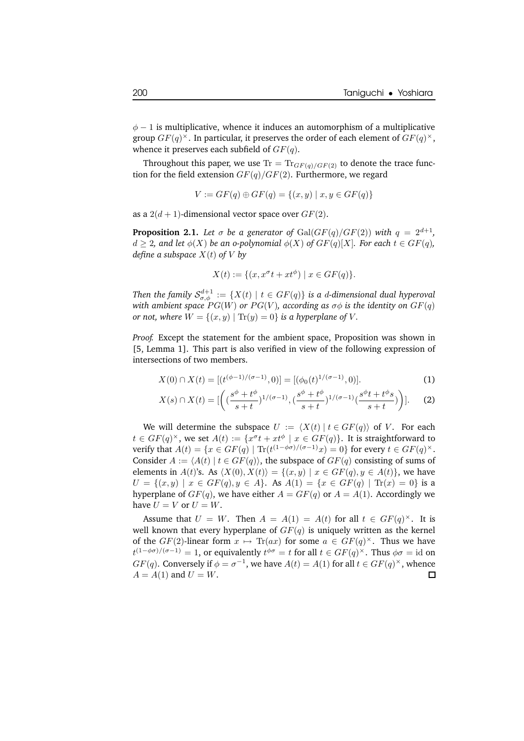$\phi - 1$ is multiplicative, whence it induces an automorphism of a multiplicative group $GF(q)^\times$. In particular, it preserves the order of each element of $GF(q)^\times$, whence it preserves each subfield of $GF(q)$.

Throughout this paper, we use $\mathrm{Tr} = \mathrm{Tr}_{GF(q)/GF(2)}$ to denote the trace function for the field extension $GF(q)/GF(2)$. Furthermore, we regard

$$V := GF(q) \oplus GF(q) = \{(x, y) \mid x, y \in GF(q)\}$$

as a $2(d+1)$-dimensional vector space over $GF(2)$.

**Proposition 2.1.** *Let $\sigma$ be a generator of $\mathrm{Gal}(GF(q)/GF(2))$ with $q = 2^{d+1}$, $d \geq 2$, and let $\phi(X)$ be an o-polynomial $\phi(X)$ of $GF(q)[X]$. For each $t \in GF(q)$, define a subspace $X(t)$ of $V$ by*

$$X(t) := \{(x, x^\sigma t + x t^\phi) \mid x \in GF(q)\}.$$

*Then the family $\mathcal{S}_{\sigma,\phi}^{d+1} := \{X(t) \mid t \in GF(q)\}$ is a $d$-dimensional dual hyperoval with ambient space $PG(W)$ or $PG(V)$, according as $\sigma\phi$ is the identity on $GF(q)$ or not, where $W = \{(x, y) \mid \mathrm{Tr}(y) = 0\}$ is a hyperplane of $V$.*

*Proof.* Except the statement for the ambient space, Proposition was shown in [5, Lemma 1]. This part is also verified in view of the following expression of intersections of two members.

$$X(0) \cap X(t) = [(t^{(\phi-1)/(\sigma-1)}, 0)] = [(\phi_0(t)^{1/(\sigma-1)}, 0)]. \tag{1}$$

$$X(s) \cap X(t) = \left[\left( \left(\frac{s^\phi + t^\phi}{s + t}\right)^{1/(\sigma-1)}, \left(\frac{s^\phi + t^\phi}{s + t}\right)^{1/(\sigma-1)} \left(\frac{s^\phi t + t^\phi s}{s + t}\right) \right)\right]. \tag{2}$$

We will determine the subspace $U := \langle X(t) \mid t \in GF(q) \rangle$ of $V$. For each $t \in GF(q)^\times$, we set $A(t) := \{x^\sigma t + x t^\phi \mid x \in GF(q)\}$. It is straightforward to verify that $A(t) = \{x \in GF(q) \mid \mathrm{Tr}(t^{(1-\phi\sigma)/(\sigma-1)} x) = 0\}$ for every $t \in GF(q)^\times$. Consider $A := \langle A(t) \mid t \in GF(q) \rangle$, the subspace of $GF(q)$ consisting of sums of elements in $A(t)$'s. As $\langle X(0), X(t) \rangle = \{(x, y) \mid x \in GF(q), y \in A(t)\}$, we have $U = \{(x, y) \mid x \in GF(q), y \in A\}$. As $A(1) = \{x \in GF(q) \mid \mathrm{Tr}(x) = 0\}$ is a hyperplane of $GF(q)$, we have either $A = GF(q)$ or $A = A(1)$. Accordingly we have $U = V$ or $U = W$.

Assume that $U = W$. Then $A = A(1) = A(t)$ for all $t \in GF(q)^\times$. It is well known that every hyperplane of $GF(q)$ is uniquely written as the kernel of the $GF(2)$-linear form $x \mapsto \mathrm{Tr}(ax)$ for some $a \in GF(q)^\times$. Thus we have $t^{(1-\phi\sigma)/(\sigma-1)} = 1$, or equivalently $t^{\phi\sigma} = t$ for all $t \in GF(q)^\times$. Thus $\phi\sigma = \mathrm{id}$ on $GF(q)$. Conversely if $\phi = \sigma^{-1}$, we have $A(t) = A(1)$ for all $t \in GF(q)^\times$, whence $A = A(1)$ and $U = W$. $\square$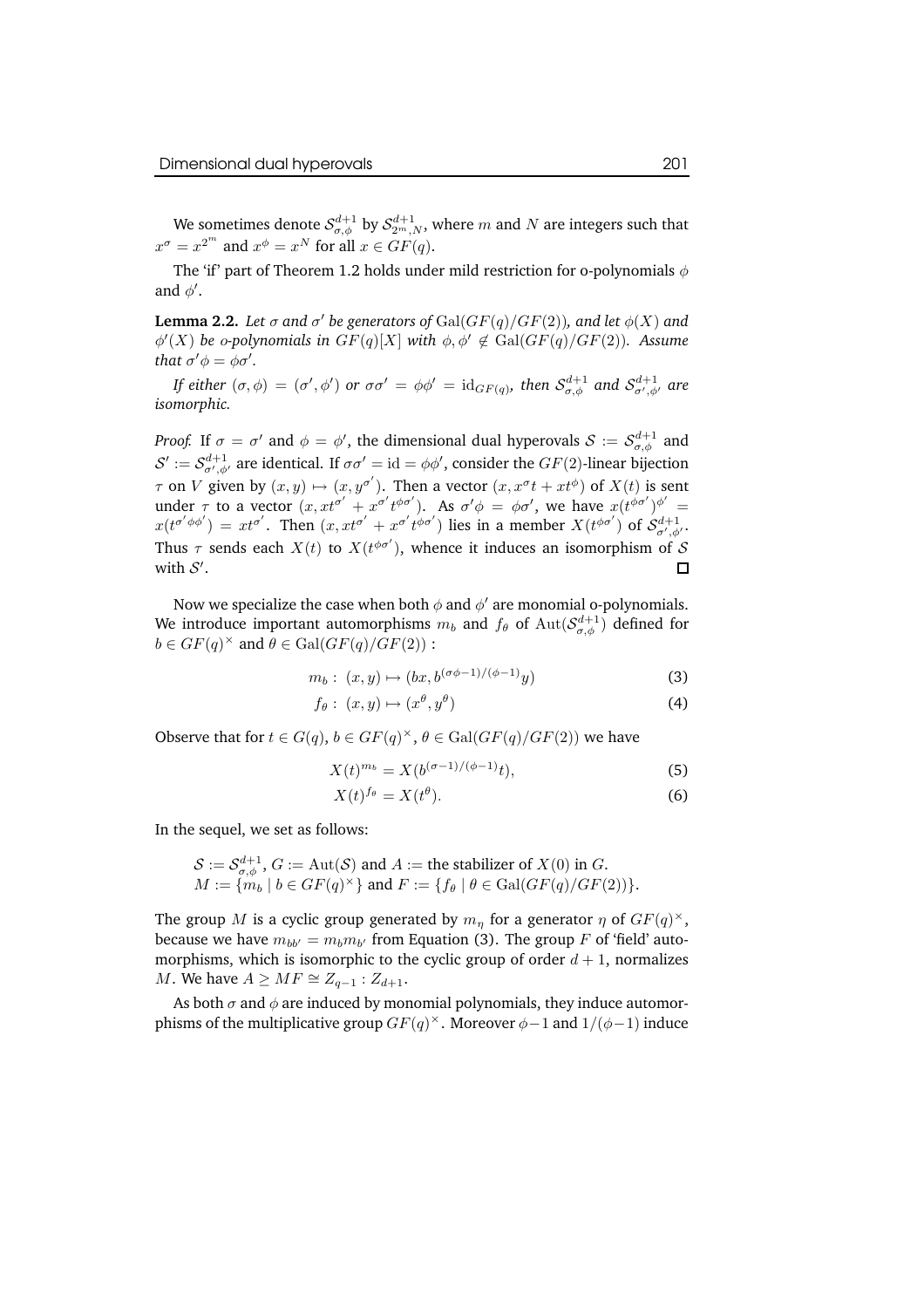We sometimes denote $\mathcal{S}^{d+1}_{\sigma,\phi}$ by $\mathcal{S}^{d+1}_{2^m,N}$, where $m$ and $N$ are integers such that $x^\sigma = x^{2^m}$ and $x^\phi = x^N$ for all $x \in GF(q)$.

The 'if' part of Theorem 1.2 holds under mild restriction for o-polynomials $\phi$ and $\phi'$.

**Lemma 2.2.** *Let $\sigma$ and $\sigma'$ be generators of $\mathrm{Gal}(GF(q)/GF(2))$, and let $\phi(X)$ and $\phi'(X)$ be o-polynomials in $GF(q)[X]$ with $\phi, \phi' \notin \mathrm{Gal}(GF(q)/GF(2))$. Assume that $\sigma'\phi = \phi\sigma'$.*

*If either $(\sigma, \phi) = (\sigma', \phi')$ or $\sigma\sigma' = \phi\phi' = \mathrm{id}_{GF(q)}$, then $\mathcal{S}^{d+1}_{\sigma,\phi}$ and $\mathcal{S}^{d+1}_{\sigma',\phi'}$ are isomorphic.*

*Proof.* If $\sigma = \sigma'$ and $\phi = \phi'$, the dimensional dual hyperovals $\mathcal{S} := \mathcal{S}^{d+1}_{\sigma,\phi}$ and $\mathcal{S}' := \mathcal{S}^{d+1}_{\sigma',\phi'}$ are identical. If $\sigma\sigma' = \mathrm{id} = \phi\phi'$, consider the $GF(2)$-linear bijection $\tau$ on $V$ given by $(x, y) \mapsto (x, y^{\sigma'})$. Then a vector $(x, x^\sigma t + x t^\phi)$ of $X(t)$ is sent under $\tau$ to a vector $(x, x t^{\sigma'} + x^{\sigma'} t^{\phi\sigma'})$. As $\sigma'\phi = \phi\sigma'$, we have $x(t^{\phi\sigma'})^{\phi'} = x(t^{\sigma'\phi\phi'}) = x t^{\sigma'}$. Then $(x, x t^{\sigma'} + x^{\sigma'} t^{\phi\sigma'})$ lies in a member $X(t^{\phi\sigma'})$ of $\mathcal{S}^{d+1}_{\sigma',\phi'}$. Thus $\tau$ sends each $X(t)$ to $X(t^{\phi\sigma'})$, whence it induces an isomorphism of $\mathcal{S}$ with $\mathcal{S}'$. $\square$

Now we specialize the case when both $\phi$ and $\phi'$ are monomial o-polynomials. We introduce important automorphisms $m_b$ and $f_\theta$ of $\mathrm{Aut}(\mathcal{S}^{d+1}_{\sigma,\phi})$ defined for $b \in GF(q)^\times$ and $\theta \in \mathrm{Gal}(GF(q)/GF(2))$ :

$$m_b : (x, y) \mapsto (bx, b^{(\sigma\phi-1)/(\phi-1)} y) \tag{3}$$

$$f_\theta : (x, y) \mapsto (x^\theta, y^\theta) \tag{4}$$

Observe that for $t \in G(q)$, $b \in GF(q)^\times$, $\theta \in \mathrm{Gal}(GF(q)/GF(2))$ we have

$$X(t)^{m_b} = X(b^{(\sigma-1)/(\phi-1)} t), \tag{5}$$

$$X(t)^{f_\theta} = X(t^\theta). \tag{6}$$

In the sequel, we set as follows:

$\mathcal{S} := \mathcal{S}^{d+1}_{\sigma,\phi}$, $G := \mathrm{Aut}(\mathcal{S})$ and $A :=$ the stabilizer of $X(0)$ in $G$.
$M := \{m_b \mid b \in GF(q)^\times\}$ and $F := \{f_\theta \mid \theta \in \mathrm{Gal}(GF(q)/GF(2))\}$.

The group $M$ is a cyclic group generated by $m_\eta$ for a generator $\eta$ of $GF(q)^\times$, because we have $m_{bb'} = m_b m_{b'}$ from Equation (3). The group $F$ of 'field' automorphisms, which is isomorphic to the cyclic group of order $d+1$, normalizes $M$. We have $A \geq MF \cong Z_{q-1} : Z_{d+1}$.

As both $\sigma$ and $\phi$ are induced by monomial polynomials, they induce automorphisms of the multiplicative group $GF(q)^\times$. Moreover $\phi - 1$ and $1/(\phi-1)$ induce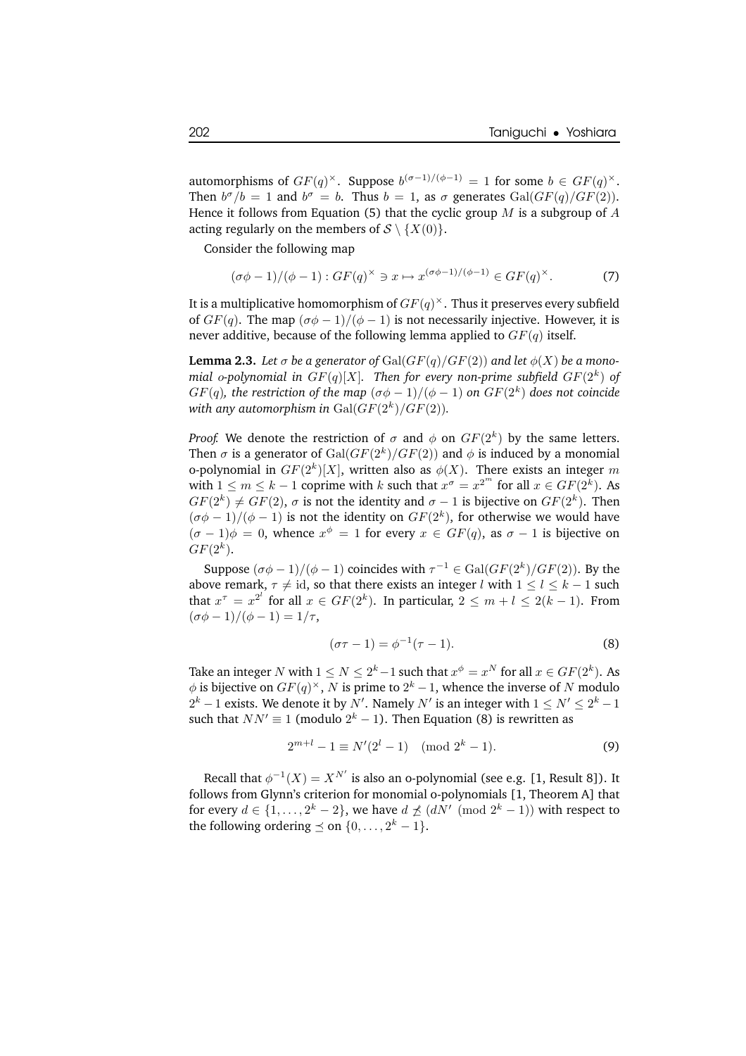automorphisms of $GF(q)^\times$. Suppose $b^{(\sigma-1)/(\phi-1)} = 1$ for some $b \in GF(q)^\times$. Then $b^\sigma/b = 1$ and $b^\sigma = b$. Thus $b = 1$, as $\sigma$ generates $\mathrm{Gal}(GF(q)/GF(2))$. Hence it follows from Equation (5) that the cyclic group $M$ is a subgroup of $A$ acting regularly on the members of $\mathcal{S} \setminus \{X(0)\}$.

Consider the following map

$$(\sigma\phi - 1)/(\phi - 1) : GF(q)^\times \ni x \mapsto x^{(\sigma\phi-1)/(\phi-1)} \in GF(q)^\times. \tag{7}$$

It is a multiplicative homomorphism of $GF(q)^\times$. Thus it preserves every subfield of $GF(q)$. The map $(\sigma\phi - 1)/(\phi - 1)$ is not necessarily injective. However, it is never additive, because of the following lemma applied to $GF(q)$ itself.

**Lemma 2.3.** *Let $\sigma$ be a generator of $\mathrm{Gal}(GF(q)/GF(2))$ and let $\phi(X)$ be a monomial o-polynomial in $GF(q)[X]$. Then for every non-prime subfield $GF(2^k)$ of $GF(q)$, the restriction of the map $(\sigma\phi - 1)/(\phi - 1)$ on $GF(2^k)$ does not coincide with any automorphism in $\mathrm{Gal}(GF(2^k)/GF(2))$.*

*Proof.* We denote the restriction of $\sigma$ and $\phi$ on $GF(2^k)$ by the same letters. Then $\sigma$ is a generator of $\mathrm{Gal}(GF(2^k)/GF(2))$ and $\phi$ is induced by a monomial o-polynomial in $GF(2^k)[X]$, written also as $\phi(X)$. There exists an integer $m$ with $1 \le m \le k-1$ coprime with $k$ such that $x^\sigma = x^{2^m}$ for all $x \in GF(2^k)$. As $GF(2^k) \neq GF(2)$, $\sigma$ is not the identity and $\sigma - 1$ is bijective on $GF(2^k)$. Then $(\sigma\phi - 1)/(\phi - 1)$ is not the identity on $GF(2^k)$, for otherwise we would have $(\sigma - 1)\phi = 0$, whence $x^\phi = 1$ for every $x \in GF(q)$, as $\sigma - 1$ is bijective on $GF(2^k)$.

Suppose $(\sigma\phi - 1)/(\phi - 1)$ coincides with $\tau^{-1} \in \mathrm{Gal}(GF(2^k)/GF(2))$. By the above remark, $\tau \neq \mathrm{id}$, so that there exists an integer $l$ with $1 \le l \le k-1$ such that $x^\tau = x^{2^l}$ for all $x \in GF(2^k)$. In particular, $2 \le m + l \le 2(k-1)$. From $(\sigma\phi - 1)/(\phi - 1) = 1/\tau$,

$$(\sigma\tau - 1) = \phi^{-1}(\tau - 1). \tag{8}$$

Take an integer $N$ with $1 \le N \le 2^k - 1$ such that $x^\phi = x^N$ for all $x \in GF(2^k)$. As $\phi$ is bijective on $GF(q)^\times$, $N$ is prime to $2^k - 1$, whence the inverse of $N$ modulo $2^k - 1$ exists. We denote it by $N'$. Namely $N'$ is an integer with $1 \le N' \le 2^k - 1$ such that $NN' \equiv 1$ (modulo $2^k - 1$). Then Equation (8) is rewritten as

$$2^{m+l} - 1 \equiv N'(2^l - 1) \pmod{2^k - 1}. \tag{9}$$

Recall that $\phi^{-1}(X) = X^{N'}$ is also an o-polynomial (see e.g. [1, Result 8]). It follows from Glynn's criterion for monomial o-polynomials [1, Theorem A] that for every $d \in \{1, \dots, 2^k - 2\}$, we have $d \not\preceq (dN' \pmod{2^k - 1})$ with respect to the following ordering $\preceq$ on $\{0, \dots, 2^k - 1\}$.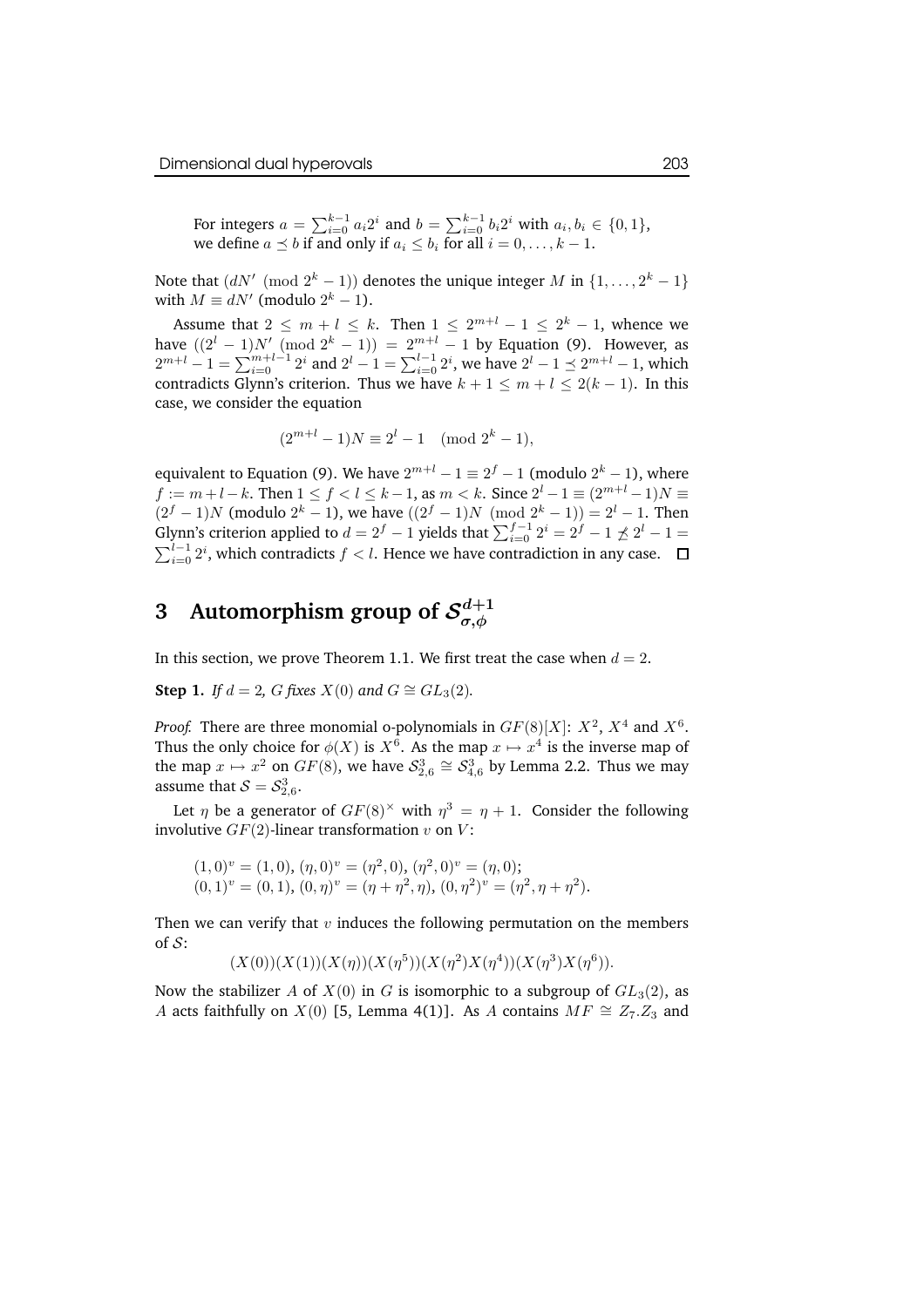For integers $a = \sum_{i=0}^{k-1} a_i 2^i$ and $b = \sum_{i=0}^{k-1} b_i 2^i$ with $a_i, b_i \in \{0,1\}$, we define $a \preceq b$ if and only if $a_i \leq b_i$ for all $i = 0, \ldots, k-1$.

Note that $(dN' \pmod{2^k - 1})$ denotes the unique integer $M$ in $\{1, \ldots, 2^k - 1\}$ with $M \equiv dN'$ (modulo $2^k - 1$).

Assume that $2 \leq m + l \leq k$. Then $1 \leq 2^{m+l} - 1 \leq 2^k - 1$, whence we have $((2^l - 1)N' \pmod{2^k - 1}) = 2^{m+l} - 1$ by Equation (9). However, as $2^{m+l} - 1 = \sum_{i=0}^{m+l-1} 2^i$ and $2^l - 1 = \sum_{i=0}^{l-1} 2^i$, we have $2^l - 1 \preceq 2^{m+l} - 1$, which contradicts Glynn's criterion. Thus we have $k + 1 \leq m + l \leq 2(k-1)$. In this case, we consider the equation

$$(2^{m+l} - 1)N \equiv 2^l - 1 \pmod{2^k - 1},$$

equivalent to Equation (9). We have $2^{m+l} - 1 \equiv 2^f - 1$ (modulo $2^k - 1$), where $f := m + l - k$. Then $1 \leq f < l \leq k - 1$, as $m < k$. Since $2^l - 1 \equiv (2^{m+l} - 1)N \equiv (2^f - 1)N$ (modulo $2^k - 1$), we have $((2^f - 1)N \pmod{2^k - 1}) = 2^l - 1$. Then Glynn's criterion applied to $d = 2^f - 1$ yields that $\sum_{i=0}^{f-1} 2^i = 2^f - 1 \not\preceq 2^l - 1 = \sum_{i=0}^{l-1} 2^i$, which contradicts $f < l$. Hence we have contradiction in any case. $\square$

# 3 Automorphism group of $\mathcal{S}_{\sigma,\phi}^{d+1}$

In this section, we prove Theorem 1.1. We first treat the case when $d = 2$.

**Step 1.** *If $d = 2$, $G$ fixes $X(0)$ and $G \cong GL_3(2)$.*

*Proof.* There are three monomial o-polynomials in $GF(8)[X]$: $X^2$, $X^4$ and $X^6$. Thus the only choice for $\phi(X)$ is $X^6$. As the map $x \mapsto x^4$ is the inverse map of the map $x \mapsto x^2$ on $GF(8)$, we have $\mathcal{S}_{2,6}^3 \cong \mathcal{S}_{4,6}^3$ by Lemma 2.2. Thus we may assume that $\mathcal{S} = \mathcal{S}_{2,6}^3$.

Let $\eta$ be a generator of $GF(8)^\times$ with $\eta^3 = \eta + 1$. Consider the following involutive $GF(2)$-linear transformation $v$ on $V$:

$(1,0)^v = (1,0)$, $(\eta,0)^v = (\eta^2,0)$, $(\eta^2,0)^v = (\eta,0)$;
$(0,1)^v = (0,1)$, $(0,\eta)^v = (\eta+\eta^2,\eta)$, $(0,\eta^2)^v = (\eta^2,\eta+\eta^2)$.

Then we can verify that $v$ induces the following permutation on the members of $\mathcal{S}$:

$$(X(0))(X(1))(X(\eta))(X(\eta^5))(X(\eta^2)X(\eta^4))(X(\eta^3)X(\eta^6)).$$

Now the stabilizer $A$ of $X(0)$ in $G$ is isomorphic to a subgroup of $GL_3(2)$, as $A$ acts faithfully on $X(0)$ [5, Lemma 4(1)]. As $A$ contains $MF \cong Z_7.Z_3$ and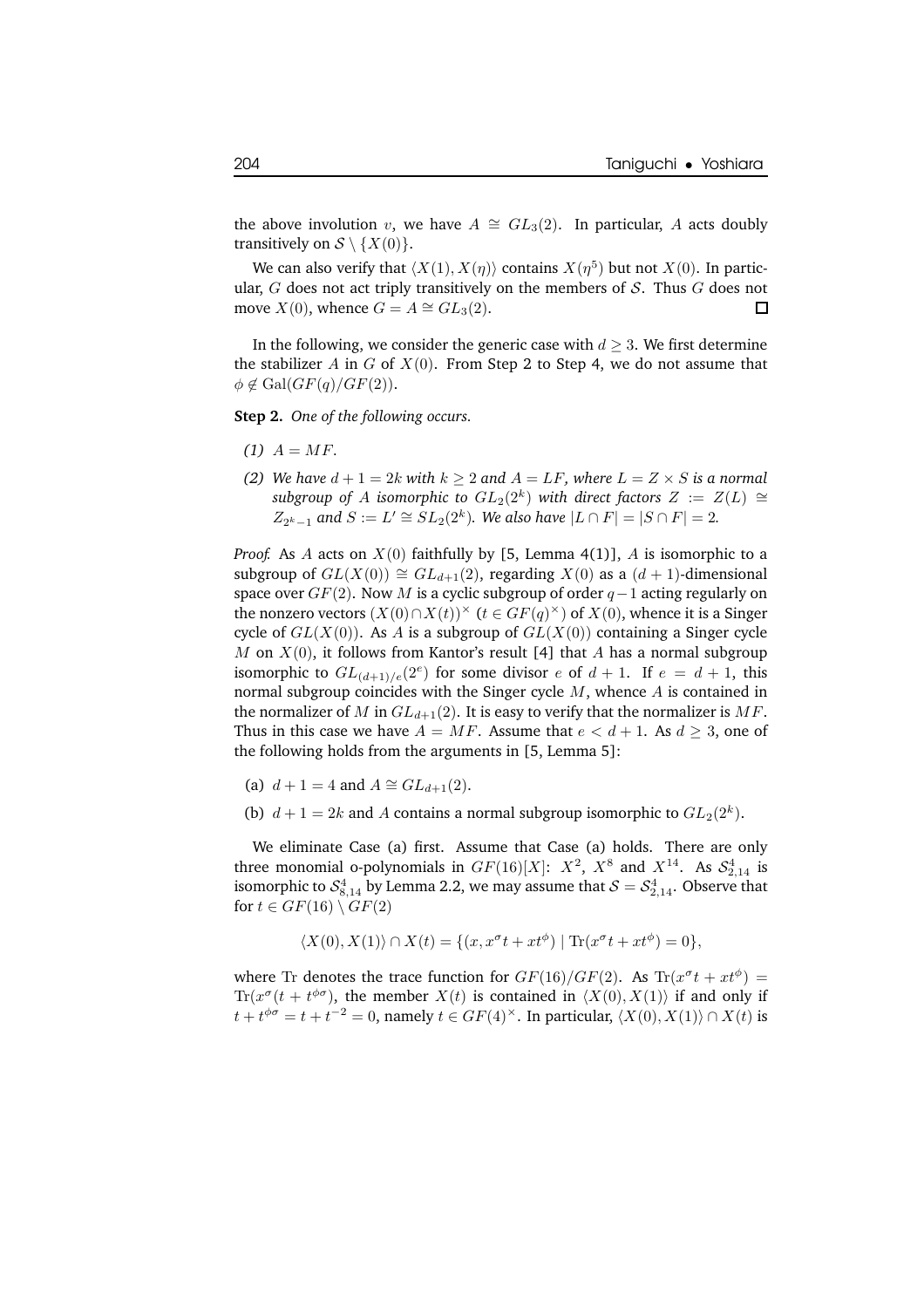the above involution $v$, we have $A \cong GL_3(2)$. In particular, $A$ acts doubly transitively on $\mathcal{S} \setminus \{X(0)\}$.

We can also verify that $\langle X(1), X(\eta)\rangle$ contains $X(\eta^5)$ but not $X(0)$. In particular, $G$ does not act triply transitively on the members of $\mathcal{S}$. Thus $G$ does not move $X(0)$, whence $G = A \cong GL_3(2)$. $\square$

In the following, we consider the generic case with $d \geq 3$. We first determine the stabilizer $A$ in $G$ of $X(0)$. From Step 2 to Step 4, we do not assume that $\phi \notin \mathrm{Gal}(GF(q)/GF(2))$.

**Step 2.** *One of the following occurs.*

*(1)* $A = MF$.

*(2) We have* $d + 1 = 2k$ *with* $k \geq 2$ *and* $A = LF$*, where* $L = Z \times S$ *is a normal subgroup of* $A$ *isomorphic to* $GL_2(2^k)$ *with direct factors* $Z := Z(L) \cong Z_{2^k-1}$ *and* $S := L' \cong SL_2(2^k)$*. We also have* $|L \cap F| = |S \cap F| = 2$*.*

*Proof.* As $A$ acts on $X(0)$ faithfully by [5, Lemma 4(1)], $A$ is isomorphic to a subgroup of $GL(X(0)) \cong GL_{d+1}(2)$, regarding $X(0)$ as a $(d+1)$-dimensional space over $GF(2)$. Now $M$ is a cyclic subgroup of order $q-1$ acting regularly on the nonzero vectors $(X(0) \cap X(t))^\times$ $(t \in GF(q)^\times)$ of $X(0)$, whence it is a Singer cycle of $GL(X(0))$. As $A$ is a subgroup of $GL(X(0))$ containing a Singer cycle $M$ on $X(0)$, it follows from Kantor's result [4] that $A$ has a normal subgroup isomorphic to $GL_{(d+1)/e}(2^e)$ for some divisor $e$ of $d+1$. If $e = d+1$, this normal subgroup coincides with the Singer cycle $M$, whence $A$ is contained in the normalizer of $M$ in $GL_{d+1}(2)$. It is easy to verify that the normalizer is $MF$. Thus in this case we have $A = MF$. Assume that $e < d+1$. As $d \geq 3$, one of the following holds from the arguments in [5, Lemma 5]:

(a) $d + 1 = 4$ and $A \cong GL_{d+1}(2)$.

(b) $d + 1 = 2k$ and $A$ contains a normal subgroup isomorphic to $GL_2(2^k)$.

We eliminate Case (a) first. Assume that Case (a) holds. There are only three monomial o-polynomials in $GF(16)[X]$: $X^2$, $X^8$ and $X^{14}$. As $\mathcal{S}^4_{2,14}$ is isomorphic to $\mathcal{S}^4_{8,14}$ by Lemma 2.2, we may assume that $\mathcal{S} = \mathcal{S}^4_{2,14}$. Observe that for $t \in GF(16) \setminus GF(2)$

$$\langle X(0), X(1)\rangle \cap X(t) = \{(x, x^\sigma t + xt^\phi) \mid \mathrm{Tr}(x^\sigma t + xt^\phi) = 0\},$$

where $\mathrm{Tr}$ denotes the trace function for $GF(16)/GF(2)$. As $\mathrm{Tr}(x^\sigma t + xt^\phi) = \mathrm{Tr}(x^\sigma(t + t^{\phi\sigma}))$, the member $X(t)$ is contained in $\langle X(0), X(1)\rangle$ if and only if $t + t^{\phi\sigma} = t + t^{-2} = 0$, namely $t \in GF(4)^\times$. In particular, $\langle X(0), X(1)\rangle \cap X(t)$ is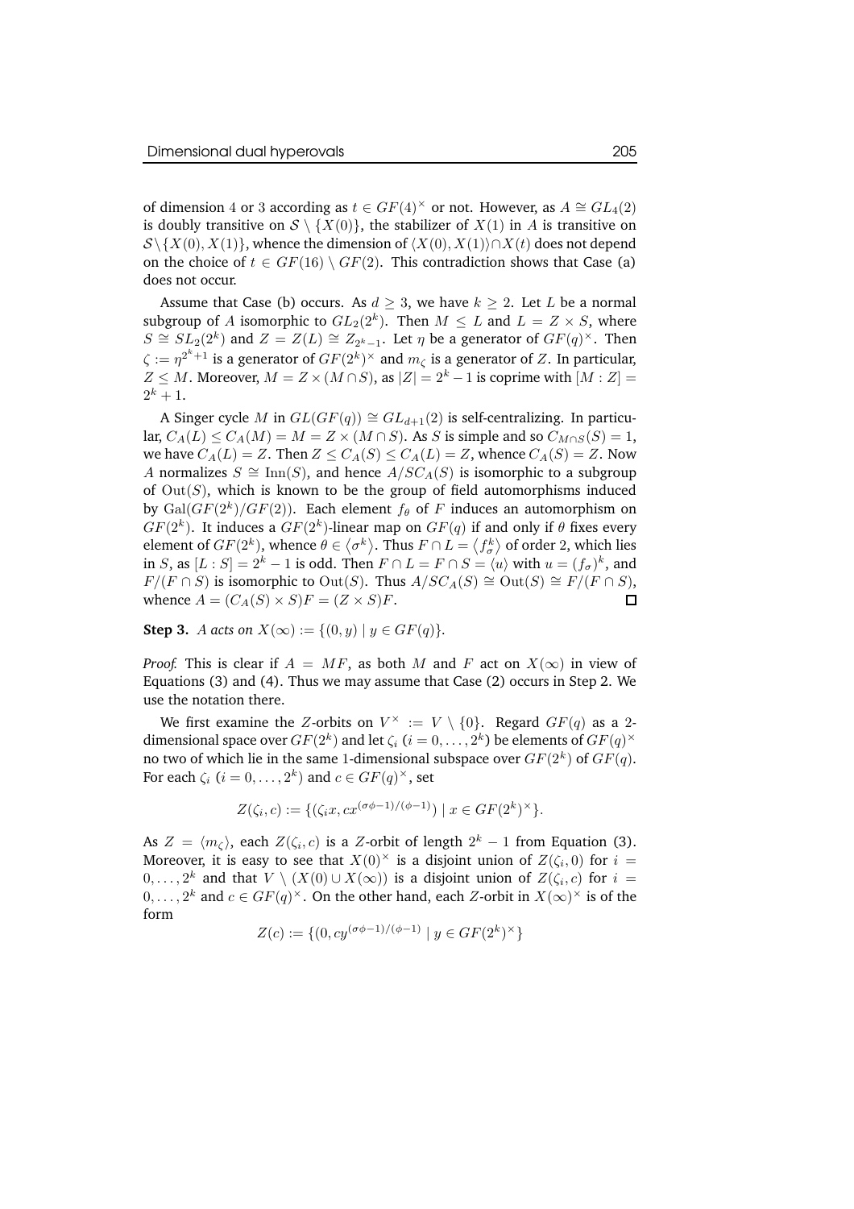of dimension 4 or 3 according as $t \in GF(4)^\times$ or not. However, as $A \cong GL_4(2)$ is doubly transitive on $\mathcal{S} \setminus \{X(0)\}$, the stabilizer of $X(1)$ in $A$ is transitive on $\mathcal{S} \setminus \{X(0), X(1)\}$, whence the dimension of $\langle X(0), X(1)\rangle \cap X(t)$ does not depend on the choice of $t \in GF(16) \setminus GF(2)$. This contradiction shows that Case (a) does not occur.

Assume that Case (b) occurs. As $d \geq 3$, we have $k \geq 2$. Let $L$ be a normal subgroup of $A$ isomorphic to $GL_2(2^k)$. Then $M \leq L$ and $L = Z \times S$, where $S \cong SL_2(2^k)$ and $Z = Z(L) \cong Z_{2^k-1}$. Let $\eta$ be a generator of $GF(q)^\times$. Then $\zeta := \eta^{2^k+1}$ is a generator of $GF(2^k)^\times$ and $m_\zeta$ is a generator of $Z$. In particular, $Z \leq M$. Moreover, $M = Z \times (M \cap S)$, as $|Z| = 2^k - 1$ is coprime with $[M : Z] = 2^k + 1$.

A Singer cycle $M$ in $GL(GF(q)) \cong GL_{d+1}(2)$ is self-centralizing. In particular, $C_A(L) \leq C_A(M) = M = Z \times (M \cap S)$. As $S$ is simple and so $C_{M\cap S}(S) = 1$, we have $C_A(L) = Z$. Then $Z \leq C_A(S) \leq C_A(L) = Z$, whence $C_A(S) = Z$. Now $A$ normalizes $S \cong \mathrm{Inn}(S)$, and hence $A/SC_A(S)$ is isomorphic to a subgroup of $\mathrm{Out}(S)$, which is known to be the group of field automorphisms induced by $\mathrm{Gal}(GF(2^k)/GF(2))$. Each element $f_\theta$ of $F$ induces an automorphism on $GF(2^k)$. It induces a $GF(2^k)$-linear map on $GF(q)$ if and only if $\theta$ fixes every element of $GF(2^k)$, whence $\theta \in \langle \sigma^k \rangle$. Thus $F \cap L = \langle f_\sigma^k \rangle$ of order 2, which lies in $S$, as $[L : S] = 2^k - 1$ is odd. Then $F \cap L = F \cap S = \langle u \rangle$ with $u = (f_\sigma)^k$, and $F/(F \cap S)$ is isomorphic to $\mathrm{Out}(S)$. Thus $A/SC_A(S) \cong \mathrm{Out}(S) \cong F/(F \cap S)$, whence $A = (C_A(S) \times S)F = (Z \times S)F$. □

**Step 3.** *$A$ acts on $X(\infty) := \{(0, y) \mid y \in GF(q)\}$.*

*Proof.* This is clear if $A = MF$, as both $M$ and $F$ act on $X(\infty)$ in view of Equations (3) and (4). Thus we may assume that Case (2) occurs in Step 2. We use the notation there.

We first examine the $Z$-orbits on $V^\times := V \setminus \{0\}$. Regard $GF(q)$ as a 2-dimensional space over $GF(2^k)$ and let $\zeta_i$ $(i = 0, \dots, 2^k)$ be elements of $GF(q)^\times$ no two of which lie in the same 1-dimensional subspace over $GF(2^k)$ of $GF(q)$. For each $\zeta_i$ $(i = 0, \dots, 2^k)$ and $c \in GF(q)^\times$, set

$$Z(\zeta_i, c) := \{(\zeta_i x, c x^{(\sigma\phi - 1)/(\phi - 1)}) \mid x \in GF(2^k)^\times\}.$$

As $Z = \langle m_\zeta \rangle$, each $Z(\zeta_i, c)$ is a $Z$-orbit of length $2^k - 1$ from Equation (3). Moreover, it is easy to see that $X(0)^\times$ is a disjoint union of $Z(\zeta_i, 0)$ for $i = 0, \dots, 2^k$ and that $V \setminus (X(0) \cup X(\infty))$ is a disjoint union of $Z(\zeta_i, c)$ for $i = 0, \dots, 2^k$ and $c \in GF(q)^\times$. On the other hand, each $Z$-orbit in $X(\infty)^\times$ is of the form

$$Z(c) := \{(0, c y^{(\sigma\phi - 1)/(\phi - 1)} \mid y \in GF(2^k)^\times\}$$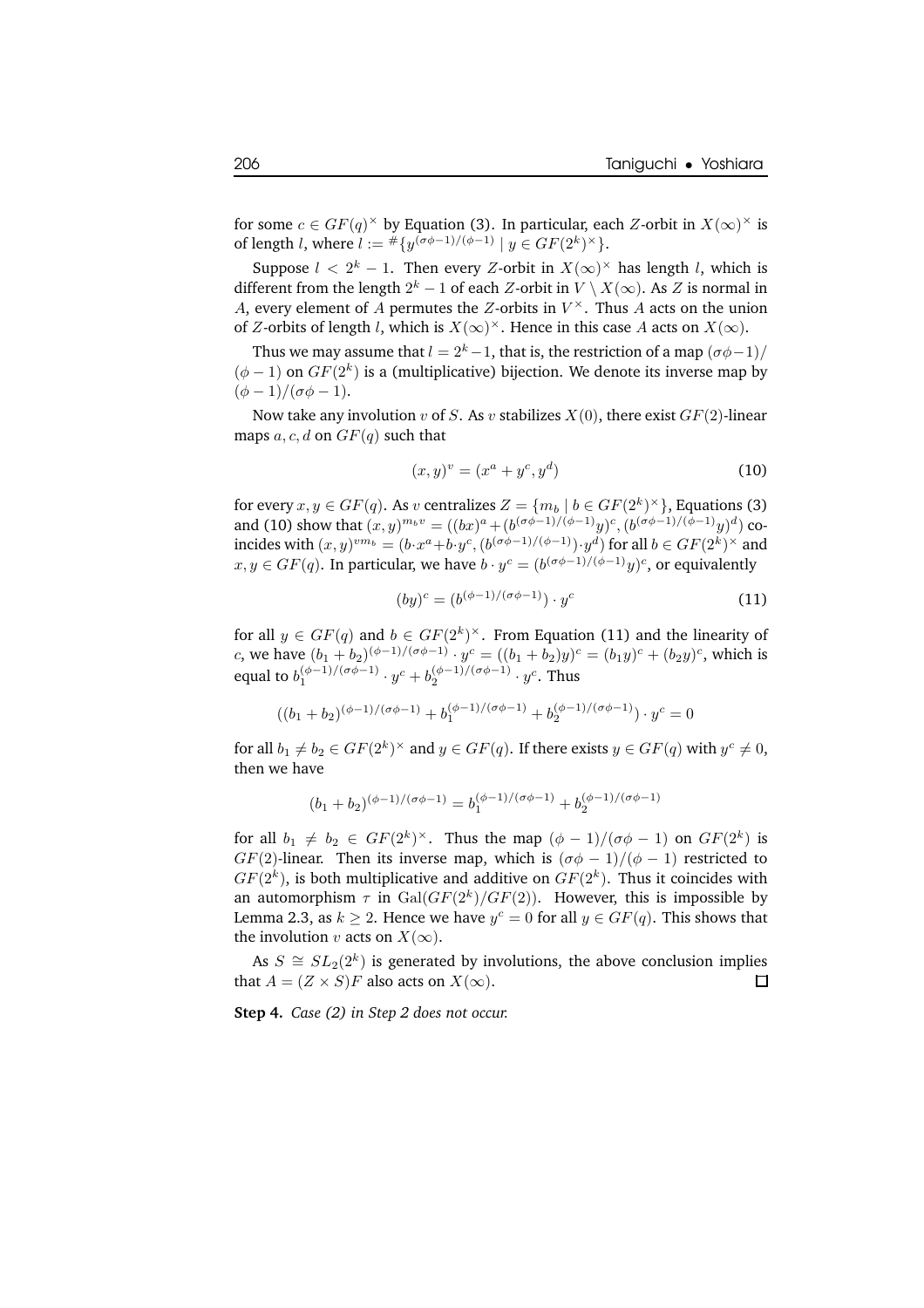for some $c \in GF(q)^\times$ by Equation (3). In particular, each $Z$-orbit in $X(\infty)^\times$ is of length $l$, where $l := \#\{y^{(\sigma\phi-1)/(\phi-1)} \mid y \in GF(2^k)^\times\}$.

Suppose $l < 2^k - 1$. Then every $Z$-orbit in $X(\infty)^\times$ has length $l$, which is different from the length $2^k - 1$ of each $Z$-orbit in $V \setminus X(\infty)$. As $Z$ is normal in $A$, every element of $A$ permutes the $Z$-orbits in $V^\times$. Thus $A$ acts on the union of $Z$-orbits of length $l$, which is $X(\infty)^\times$. Hence in this case $A$ acts on $X(\infty)$.

Thus we may assume that $l = 2^k - 1$, that is, the restriction of a map $(\sigma\phi-1)/(\phi-1)$ on $GF(2^k)$ is a (multiplicative) bijection. We denote its inverse map by $(\phi-1)/(\sigma\phi-1)$.

Now take any involution $v$ of $S$. As $v$ stabilizes $X(0)$, there exist $GF(2)$-linear maps $a, c, d$ on $GF(q)$ such that

$$(x, y)^v = (x^a + y^c, y^d) \tag{10}$$

for every $x, y \in GF(q)$. As $v$ centralizes $Z = \{m_b \mid b \in GF(2^k)^\times\}$, Equations (3) and (10) show that $(x, y)^{m_b v} = ((bx)^a + (b^{(\sigma\phi-1)/(\phi-1)}y)^c, (b^{(\sigma\phi-1)/(\phi-1)}y)^d)$ coincides with $(x, y)^{v m_b} = (b \cdot x^a + b \cdot y^c, (b^{(\sigma\phi-1)/(\phi-1)}) \cdot y^d)$ for all $b \in GF(2^k)^\times$ and $x, y \in GF(q)$. In particular, we have $b \cdot y^c = (b^{(\sigma\phi-1)/(\phi-1)}y)^c$, or equivalently

$$(by)^c = (b^{(\phi-1)/(\sigma\phi-1)}) \cdot y^c \tag{11}$$

for all $y \in GF(q)$ and $b \in GF(2^k)^\times$. From Equation (11) and the linearity of $c$, we have $(b_1 + b_2)^{(\phi-1)/(\sigma\phi-1)} \cdot y^c = ((b_1 + b_2)y)^c = (b_1 y)^c + (b_2 y)^c$, which is equal to $b_1^{(\phi-1)/(\sigma\phi-1)} \cdot y^c + b_2^{(\phi-1)/(\sigma\phi-1)} \cdot y^c$. Thus

$$((b_1 + b_2)^{(\phi-1)/(\sigma\phi-1)} + b_1^{(\phi-1)/(\sigma\phi-1)} + b_2^{(\phi-1)/(\sigma\phi-1)}) \cdot y^c = 0$$

for all $b_1 \neq b_2 \in GF(2^k)^\times$ and $y \in GF(q)$. If there exists $y \in GF(q)$ with $y^c \neq 0$, then we have

$$(b_1 + b_2)^{(\phi-1)/(\sigma\phi-1)} = b_1^{(\phi-1)/(\sigma\phi-1)} + b_2^{(\phi-1)/(\sigma\phi-1)}$$

for all $b_1 \neq b_2 \in GF(2^k)^\times$. Thus the map $(\phi-1)/(\sigma\phi-1)$ on $GF(2^k)$ is $GF(2)$-linear. Then its inverse map, which is $(\sigma\phi-1)/(\phi-1)$ restricted to $GF(2^k)$, is both multiplicative and additive on $GF(2^k)$. Thus it coincides with an automorphism $\tau$ in $\mathrm{Gal}(GF(2^k)/GF(2))$. However, this is impossible by Lemma 2.3, as $k \geq 2$. Hence we have $y^c = 0$ for all $y \in GF(q)$. This shows that the involution $v$ acts on $X(\infty)$.

As $S \cong SL_2(2^k)$ is generated by involutions, the above conclusion implies that $A = (Z \times S)F$ also acts on $X(\infty)$. □

**Step 4.** *Case (2) in Step 2 does not occur.*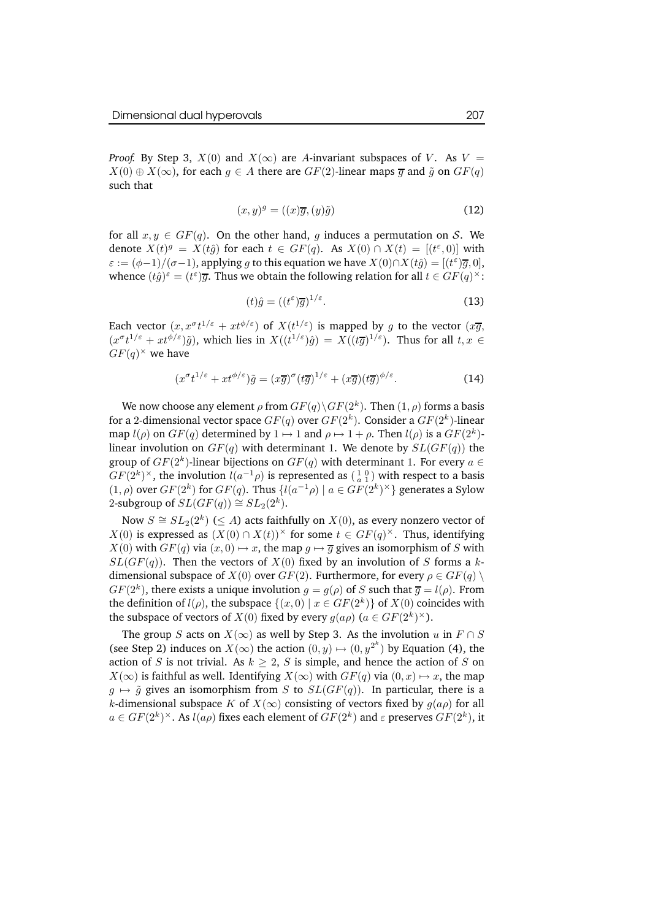*Proof.* By Step 3, $X(0)$ and $X(\infty)$ are $A$-invariant subspaces of $V$. As $V = X(0) \oplus X(\infty)$, for each $g \in A$ there are $GF(2)$-linear maps $\overline{g}$ and $\tilde{g}$ on $GF(q)$ such that

$$(x, y)^g = ((x)\overline{g}, (y)\tilde{g}) \tag{12}$$

for all $x, y \in GF(q)$. On the other hand, $g$ induces a permutation on $\mathcal{S}$. We denote $X(t)^g = X(t\hat{g})$ for each $t \in GF(q)$. As $X(0) \cap X(t) = [(t^\varepsilon, 0)]$ with $\varepsilon := (\phi-1)/(\sigma-1)$, applying $g$ to this equation we have $X(0) \cap X(t\hat{g}) = [(t^\varepsilon)\overline{g}, 0]$, whence $(t\hat{g})^\varepsilon = (t^\varepsilon)\overline{g}$. Thus we obtain the following relation for all $t \in GF(q)^\times$:

$$(t)\hat{g} = ((t^\varepsilon)\overline{g})^{1/\varepsilon}. \tag{13}$$

Each vector $(x, x^\sigma t^{1/\varepsilon} + xt^{\phi/\varepsilon})$ of $X(t^{1/\varepsilon})$ is mapped by $g$ to the vector $(x\overline{g}, (x^\sigma t^{1/\varepsilon} + xt^{\phi/\varepsilon})\tilde{g})$, which lies in $X((t^{1/\varepsilon})\hat{g}) = X((t\overline{g})^{1/\varepsilon})$. Thus for all $t, x \in GF(q)^\times$ we have

$$(x^\sigma t^{1/\varepsilon} + xt^{\phi/\varepsilon})\tilde{g} = (x\overline{g})^\sigma (t\overline{g})^{1/\varepsilon} + (x\overline{g})(t\overline{g})^{\phi/\varepsilon}. \tag{14}$$

We now choose any element $\rho$ from $GF(q) \setminus GF(2^k)$. Then $(1, \rho)$ forms a basis for a 2-dimensional vector space $GF(q)$ over $GF(2^k)$. Consider a $GF(2^k)$-linear map $l(\rho)$ on $GF(q)$ determined by $1 \mapsto 1$ and $\rho \mapsto 1 + \rho$. Then $l(\rho)$ is a $GF(2^k)$-linear involution on $GF(q)$ with determinant 1. We denote by $SL(GF(q))$ the group of $GF(2^k)$-linear bijections on $GF(q)$ with determinant 1. For every $a \in GF(2^k)^\times$, the involution $l(a^{-1}\rho)$ is represented as $\left(\begin{smallmatrix} 1 & 0 \\ a & 1 \end{smallmatrix}\right)$ with respect to a basis $(1, \rho)$ over $GF(2^k)$ for $GF(q)$. Thus $\{l(a^{-1}\rho) \mid a \in GF(2^k)^\times\}$ generates a Sylow 2-subgroup of $SL(GF(q)) \cong SL_2(2^k)$.

Now $S \cong SL_2(2^k)$ $(\leq A)$ acts faithfully on $X(0)$, as every nonzero vector of $X(0)$ is expressed as $(X(0) \cap X(t))^\times$ for some $t \in GF(q)^\times$. Thus, identifying $X(0)$ with $GF(q)$ via $(x, 0) \mapsto x$, the map $g \mapsto \overline{g}$ gives an isomorphism of $S$ with $SL(GF(q))$. Then the vectors of $X(0)$ fixed by an involution of $S$ forms a $k$-dimensional subspace of $X(0)$ over $GF(2)$. Furthermore, for every $\rho \in GF(q) \setminus GF(2^k)$, there exists a unique involution $g = g(\rho)$ of $S$ such that $\overline{g} = l(\rho)$. From the definition of $l(\rho)$, the subspace $\{(x, 0) \mid x \in GF(2^k)\}$ of $X(0)$ coincides with the subspace of vectors of $X(0)$ fixed by every $g(a\rho)$ $(a \in GF(2^k)^\times)$.

The group $S$ acts on $X(\infty)$ as well by Step 3. As the involution $u$ in $F \cap S$ (see Step 2) induces on $X(\infty)$ the action $(0, y) \mapsto (0, y^{2^k})$ by Equation (4), the action of $S$ is not trivial. As $k \geq 2$, $S$ is simple, and hence the action of $S$ on $X(\infty)$ is faithful as well. Identifying $X(\infty)$ with $GF(q)$ via $(0, x) \mapsto x$, the map $g \mapsto \tilde{g}$ gives an isomorphism from $S$ to $SL(GF(q))$. In particular, there is a $k$-dimensional subspace $K$ of $X(\infty)$ consisting of vectors fixed by $g(a\rho)$ for all $a \in GF(2^k)^\times$. As $l(a\rho)$ fixes each element of $GF(2^k)$ and $\varepsilon$ preserves $GF(2^k)$, it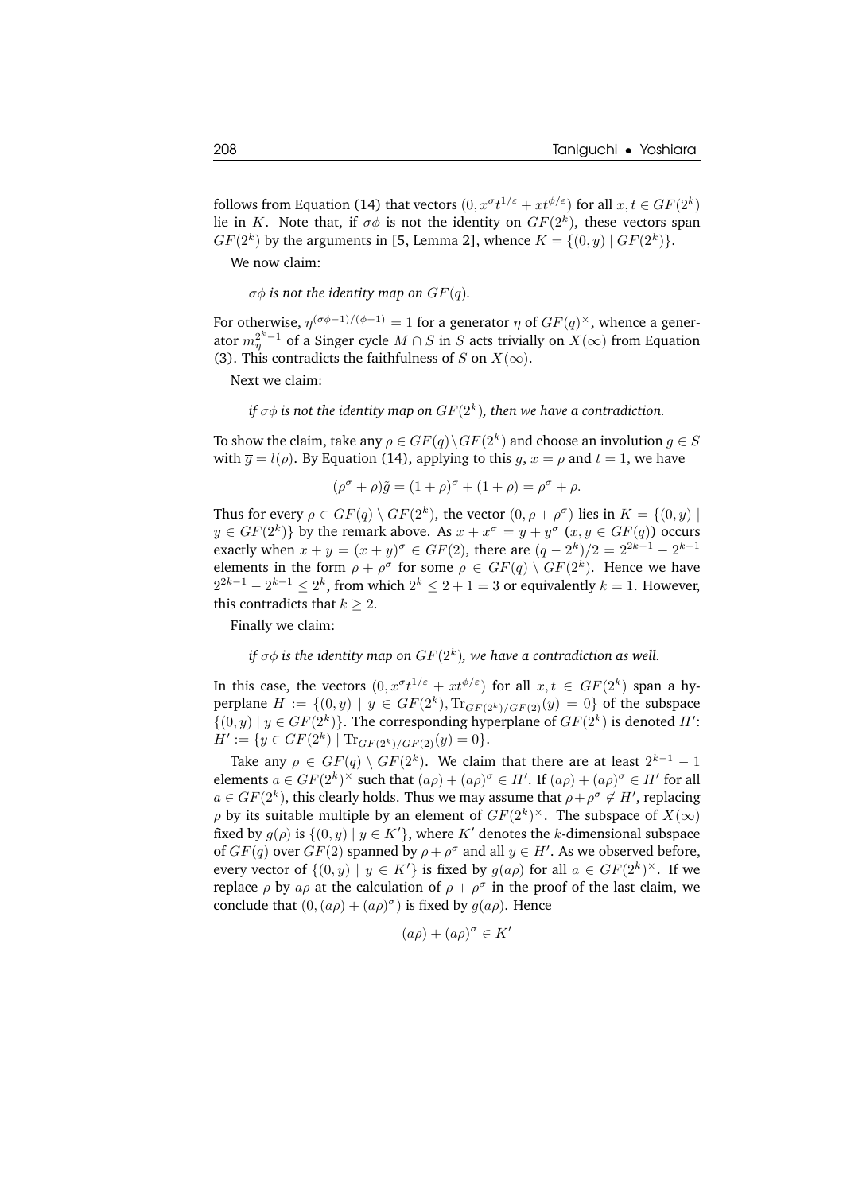follows from Equation (14) that vectors $(0, x^\sigma t^{1/\varepsilon} + xt^{\phi/\varepsilon})$ for all $x, t \in GF(2^k)$ lie in $K$. Note that, if $\sigma\phi$ is not the identity on $GF(2^k)$, these vectors span $GF(2^k)$ by the arguments in [5, Lemma 2], whence $K = \{(0, y) \mid GF(2^k)\}$.

We now claim:

*$\sigma\phi$ is not the identity map on $GF(q)$.*

For otherwise, $\eta^{(\sigma\phi-1)/(\phi-1)} = 1$ for a generator $\eta$ of $GF(q)^\times$, whence a generator $m_\eta^{2^k-1}$ of a Singer cycle $M \cap S$ in $S$ acts trivially on $X(\infty)$ from Equation (3). This contradicts the faithfulness of $S$ on $X(\infty)$.

Next we claim:

*if $\sigma\phi$ is not the identity map on $GF(2^k)$, then we have a contradiction.*

To show the claim, take any $\rho \in GF(q) \setminus GF(2^k)$ and choose an involution $g \in S$ with $\overline{g} = l(\rho)$. By Equation (14), applying to this $g$, $x = \rho$ and $t = 1$, we have

$$(\rho^\sigma + \rho)\tilde{g} = (1 + \rho)^\sigma + (1 + \rho) = \rho^\sigma + \rho.$$

Thus for every $\rho \in GF(q) \setminus GF(2^k)$, the vector $(0, \rho + \rho^\sigma)$ lies in $K = \{(0, y) \mid y \in GF(2^k)\}$ by the remark above. As $x + x^\sigma = y + y^\sigma$ $(x, y \in GF(q))$ occurs exactly when $x + y = (x + y)^\sigma \in GF(2)$, there are $(q - 2^k)/2 = 2^{2k-1} - 2^{k-1}$ elements in the form $\rho + \rho^\sigma$ for some $\rho \in GF(q) \setminus GF(2^k)$. Hence we have $2^{2k-1} - 2^{k-1} \le 2^k$, from which $2^k \le 2 + 1 = 3$ or equivalently $k = 1$. However, this contradicts that $k \ge 2$.

Finally we claim:

*if $\sigma\phi$ is the identity map on $GF(2^k)$, we have a contradiction as well.*

In this case, the vectors $(0, x^\sigma t^{1/\varepsilon} + xt^{\phi/\varepsilon})$ for all $x, t \in GF(2^k)$ span a hyperplane $H := \{(0, y) \mid y \in GF(2^k), \mathrm{Tr}_{GF(2^k)/GF(2)}(y) = 0\}$ of the subspace $\{(0, y) \mid y \in GF(2^k)\}$. The corresponding hyperplane of $GF(2^k)$ is denoted $H'$: $H' := \{y \in GF(2^k) \mid \mathrm{Tr}_{GF(2^k)/GF(2)}(y) = 0\}$.

Take any $\rho \in GF(q) \setminus GF(2^k)$. We claim that there are at least $2^{k-1} - 1$ elements $a \in GF(2^k)^\times$ such that $(a\rho) + (a\rho)^\sigma \in H'$. If $(a\rho) + (a\rho)^\sigma \in H'$ for all $a \in GF(2^k)$, this clearly holds. Thus we may assume that $\rho + \rho^\sigma \notin H'$, replacing $\rho$ by its suitable multiple by an element of $GF(2^k)^\times$. The subspace of $X(\infty)$ fixed by $g(\rho)$ is $\{(0, y) \mid y \in K'\}$, where $K'$ denotes the $k$-dimensional subspace of $GF(q)$ over $GF(2)$ spanned by $\rho + \rho^\sigma$ and all $y \in H'$. As we observed before, every vector of $\{(0, y) \mid y \in K'\}$ is fixed by $g(a\rho)$ for all $a \in GF(2^k)^\times$. If we replace $\rho$ by $a\rho$ at the calculation of $\rho + \rho^\sigma$ in the proof of the last claim, we conclude that $(0, (a\rho) + (a\rho)^\sigma)$ is fixed by $g(a\rho)$. Hence

$$(a\rho) + (a\rho)^\sigma \in K'$$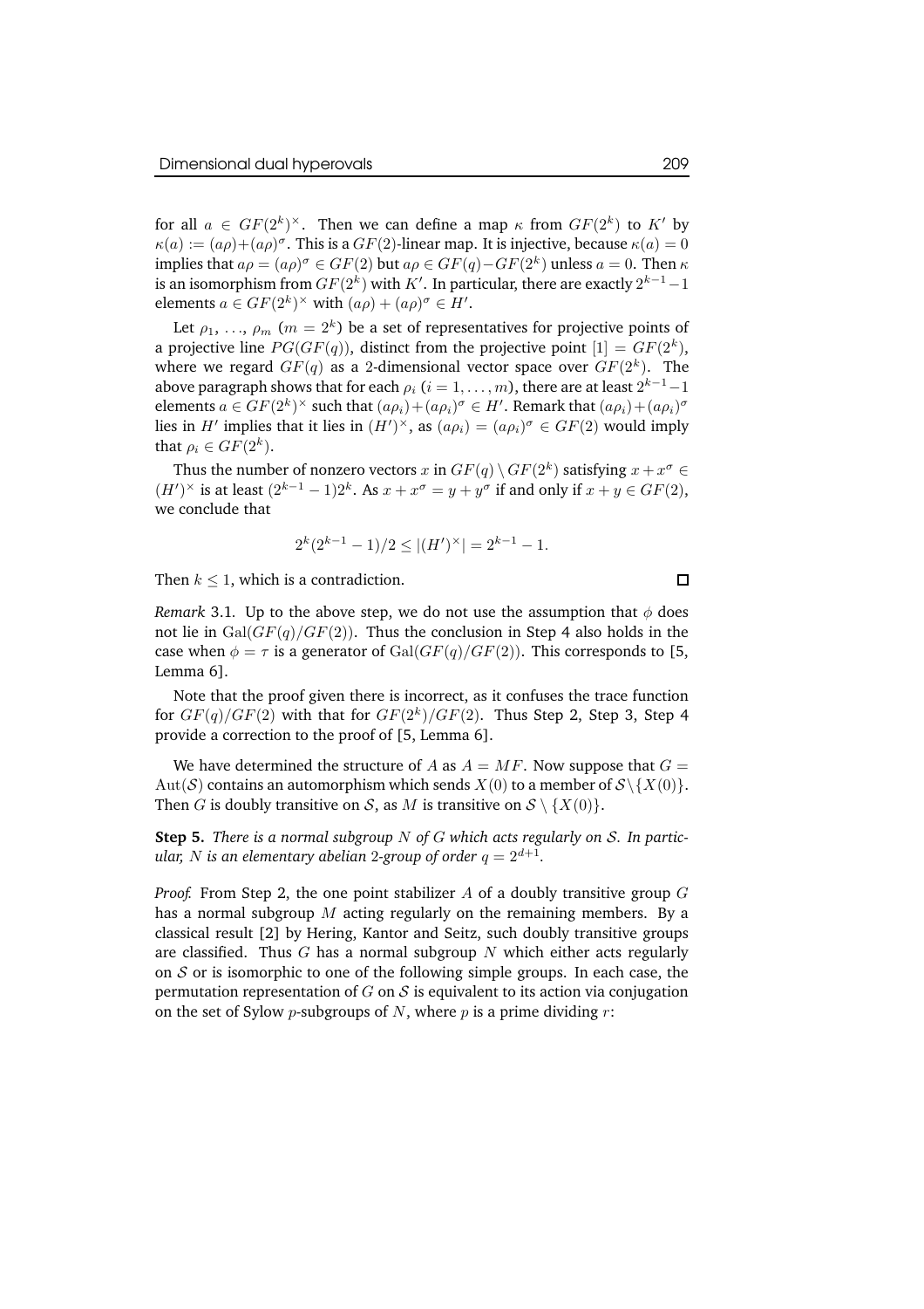for all $a \in GF(2^k)^\times$. Then we can define a map $\kappa$ from $GF(2^k)$ to $K'$ by $\kappa(a) := (a\rho)+(a\rho)^\sigma$. This is a $GF(2)$-linear map. It is injective, because $\kappa(a) = 0$ implies that $a\rho = (a\rho)^\sigma \in GF(2)$ but $a\rho \in GF(q)-GF(2^k)$ unless $a = 0$. Then $\kappa$ is an isomorphism from $GF(2^k)$ with $K'$. In particular, there are exactly $2^{k-1}-1$ elements $a \in GF(2^k)^\times$ with $(a\rho) + (a\rho)^\sigma \in H'$.

Let $\rho_1, \ldots, \rho_m$ ($m = 2^k$) be a set of representatives for projective points of a projective line $PG(GF(q))$, distinct from the projective point $[1] = GF(2^k)$, where we regard $GF(q)$ as a 2-dimensional vector space over $GF(2^k)$. The above paragraph shows that for each $\rho_i$ ($i = 1, \ldots, m$), there are at least $2^{k-1}-1$ elements $a \in GF(2^k)^\times$ such that $(a\rho_i)+(a\rho_i)^\sigma \in H'$. Remark that $(a\rho_i)+(a\rho_i)^\sigma$ lies in $H'$ implies that it lies in $(H')^\times$, as $(a\rho_i) = (a\rho_i)^\sigma \in GF(2)$ would imply that $\rho_i \in GF(2^k)$.

Thus the number of nonzero vectors $x$ in $GF(q) \setminus GF(2^k)$ satisfying $x + x^\sigma \in (H')^\times$ is at least $(2^{k-1} - 1)2^k$. As $x + x^\sigma = y + y^\sigma$ if and only if $x + y \in GF(2)$, we conclude that

$$2^k(2^{k-1} - 1)/2 \leq |(H')^\times| = 2^{k-1} - 1.$$

Then $k \leq 1$, which is a contradiction. □

*Remark* 3.1. Up to the above step, we do not use the assumption that $\phi$ does not lie in $\mathrm{Gal}(GF(q)/GF(2))$. Thus the conclusion in Step 4 also holds in the case when $\phi = \tau$ is a generator of $\mathrm{Gal}(GF(q)/GF(2))$. This corresponds to [5, Lemma 6].

Note that the proof given there is incorrect, as it confuses the trace function for $GF(q)/GF(2)$ with that for $GF(2^k)/GF(2)$. Thus Step 2, Step 3, Step 4 provide a correction to the proof of [5, Lemma 6].

We have determined the structure of $A$ as $A = MF$. Now suppose that $G = \mathrm{Aut}(\mathcal{S})$ contains an automorphism which sends $X(0)$ to a member of $\mathcal{S}\setminus\{X(0)\}$. Then $G$ is doubly transitive on $\mathcal{S}$, as $M$ is transitive on $\mathcal{S} \setminus \{X(0)\}$.

**Step 5.** *There is a normal subgroup $N$ of $G$ which acts regularly on $\mathcal{S}$. In particular, $N$ is an elementary abelian 2-group of order $q = 2^{d+1}$.*

*Proof.* From Step 2, the one point stabilizer $A$ of a doubly transitive group $G$ has a normal subgroup $M$ acting regularly on the remaining members. By a classical result [2] by Hering, Kantor and Seitz, such doubly transitive groups are classified. Thus $G$ has a normal subgroup $N$ which either acts regularly on $\mathcal{S}$ or is isomorphic to one of the following simple groups. In each case, the permutation representation of $G$ on $\mathcal{S}$ is equivalent to its action via conjugation on the set of Sylow $p$-subgroups of $N$, where $p$ is a prime dividing $r$: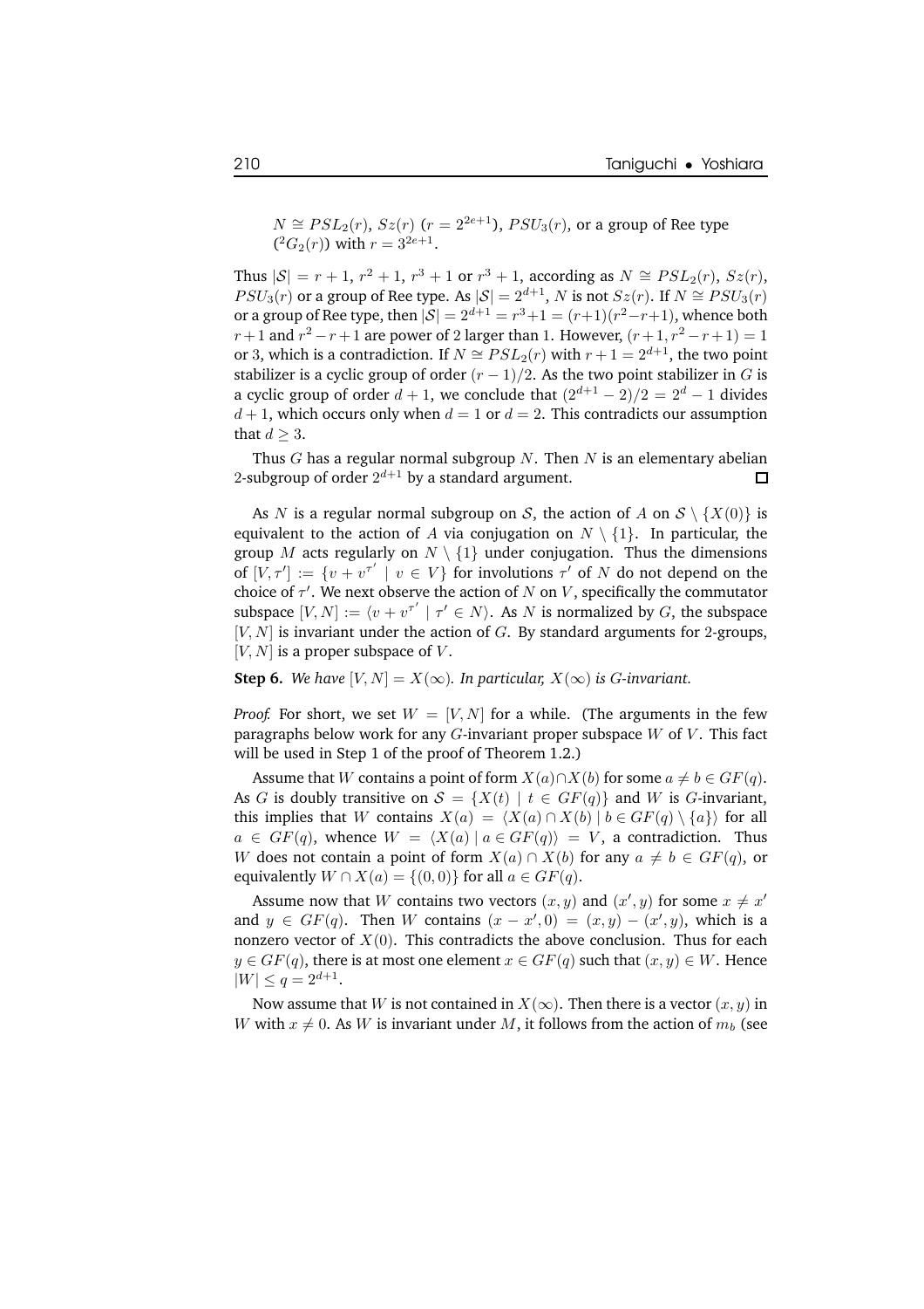$N \cong PSL_2(r)$, $Sz(r)$ ($r = 2^{2e+1}$), $PSU_3(r)$, or a group of Ree type ($^2G_2(r)$) with $r = 3^{2e+1}$.

Thus $|\mathcal{S}| = r+1$, $r^2+1$, $r^3+1$ or $r^3+1$, according as $N \cong PSL_2(r)$, $Sz(r)$, $PSU_3(r)$ or a group of Ree type. As $|\mathcal{S}| = 2^{d+1}$, $N$ is not $Sz(r)$. If $N \cong PSU_3(r)$ or a group of Ree type, then $|\mathcal{S}| = 2^{d+1} = r^3+1 = (r+1)(r^2-r+1)$, whence both $r+1$ and $r^2-r+1$ are power of 2 larger than 1. However, $(r+1, r^2-r+1) = 1$ or 3, which is a contradiction. If $N \cong PSL_2(r)$ with $r+1 = 2^{d+1}$, the two point stabilizer is a cyclic group of order $(r-1)/2$. As the two point stabilizer in $G$ is a cyclic group of order $d+1$, we conclude that $(2^{d+1}-2)/2 = 2^d - 1$ divides $d+1$, which occurs only when $d=1$ or $d=2$. This contradicts our assumption that $d \geq 3$.

Thus $G$ has a regular normal subgroup $N$. Then $N$ is an elementary abelian 2-subgroup of order $2^{d+1}$ by a standard argument. $\square$

As $N$ is a regular normal subgroup on $\mathcal{S}$, the action of $A$ on $\mathcal{S} \setminus \{X(0)\}$ is equivalent to the action of $A$ via conjugation on $N \setminus \{1\}$. In particular, the group $M$ acts regularly on $N \setminus \{1\}$ under conjugation. Thus the dimensions of $[V, \tau'] := \{v + v^{\tau'} \mid v \in V\}$ for involutions $\tau'$ of $N$ do not depend on the choice of $\tau'$. We next observe the action of $N$ on $V$, specifically the commutator subspace $[V, N] := \langle v + v^{\tau'} \mid \tau' \in N \rangle$. As $N$ is normalized by $G$, the subspace $[V, N]$ is invariant under the action of $G$. By standard arguments for 2-groups, $[V, N]$ is a proper subspace of $V$.

**Step 6.** *We have $[V, N] = X(\infty)$. In particular, $X(\infty)$ is $G$-invariant.*

*Proof.* For short, we set $W = [V, N]$ for a while. (The arguments in the few paragraphs below work for any $G$-invariant proper subspace $W$ of $V$. This fact will be used in Step 1 of the proof of Theorem 1.2.)

Assume that $W$ contains a point of form $X(a) \cap X(b)$ for some $a \neq b \in GF(q)$. As $G$ is doubly transitive on $\mathcal{S} = \{X(t) \mid t \in GF(q)\}$ and $W$ is $G$-invariant, this implies that $W$ contains $X(a) = \langle X(a) \cap X(b) \mid b \in GF(q) \setminus \{a\} \rangle$ for all $a \in GF(q)$, whence $W = \langle X(a) \mid a \in GF(q) \rangle = V$, a contradiction. Thus $W$ does not contain a point of form $X(a) \cap X(b)$ for any $a \neq b \in GF(q)$, or equivalently $W \cap X(a) = \{(0,0)\}$ for all $a \in GF(q)$.

Assume now that $W$ contains two vectors $(x, y)$ and $(x', y)$ for some $x \neq x'$ and $y \in GF(q)$. Then $W$ contains $(x - x', 0) = (x, y) - (x', y)$, which is a nonzero vector of $X(0)$. This contradicts the above conclusion. Thus for each $y \in GF(q)$, there is at most one element $x \in GF(q)$ such that $(x, y) \in W$. Hence $|W| \leq q = 2^{d+1}$.

Now assume that $W$ is not contained in $X(\infty)$. Then there is a vector $(x, y)$ in $W$ with $x \neq 0$. As $W$ is invariant under $M$, it follows from the action of $m_b$ (see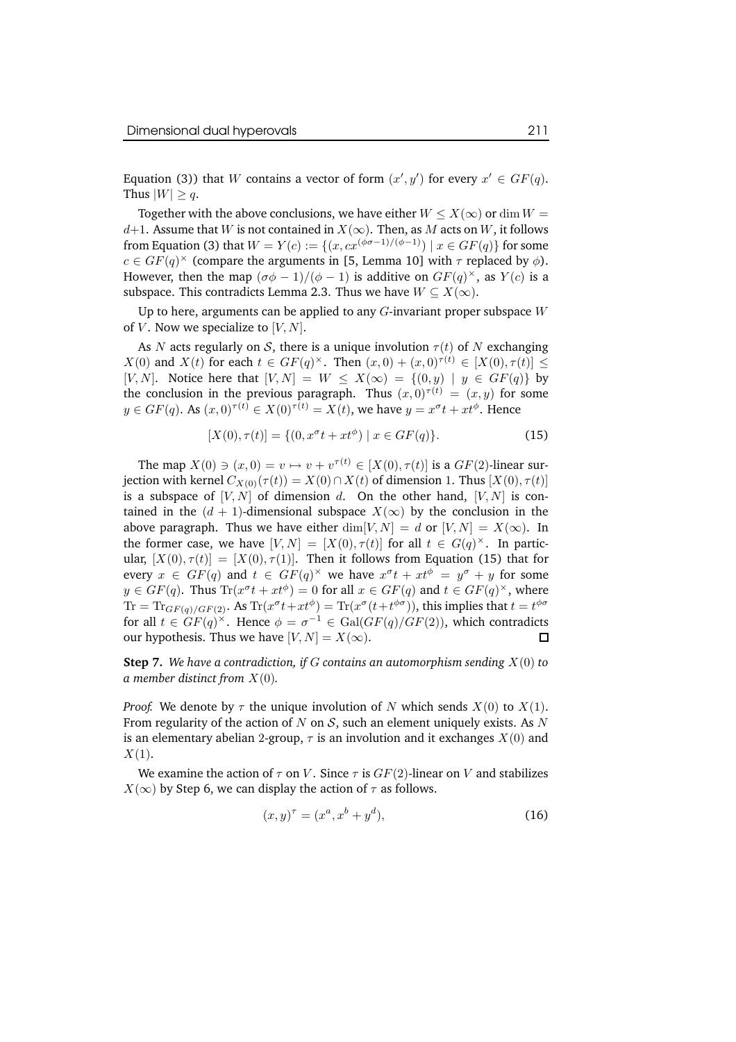Equation (3)) that $W$ contains a vector of form $(x', y')$ for every $x' \in GF(q)$. Thus $|W| \geq q$.

Together with the above conclusions, we have either $W \leq X(\infty)$ or $\dim W = d+1$. Assume that $W$ is not contained in $X(\infty)$. Then, as $M$ acts on $W$, it follows from Equation (3) that $W = Y(c) := \{(x, cx^{(\phi\sigma-1)/(\phi-1)}) \mid x \in GF(q)\}$ for some $c \in GF(q)^\times$ (compare the arguments in [5, Lemma 10] with $\tau$ replaced by $\phi$). However, then the map $(\sigma\phi - 1)/(\phi - 1)$ is additive on $GF(q)^\times$, as $Y(c)$ is a subspace. This contradicts Lemma 2.3. Thus we have $W \subseteq X(\infty)$.

Up to here, arguments can be applied to any $G$-invariant proper subspace $W$ of $V$. Now we specialize to $[V, N]$.

As $N$ acts regularly on $\mathcal{S}$, there is a unique involution $\tau(t)$ of $N$ exchanging $X(0)$ and $X(t)$ for each $t \in GF(q)^\times$. Then $(x, 0) + (x, 0)^{\tau(t)} \in [X(0), \tau(t)] \leq [V, N]$. Notice here that $[V, N] = W \leq X(\infty) = \{(0, y) \mid y \in GF(q)\}$ by the conclusion in the previous paragraph. Thus $(x, 0)^{\tau(t)} = (x, y)$ for some $y \in GF(q)$. As $(x, 0)^{\tau(t)} \in X(0)^{\tau(t)} = X(t)$, we have $y = x^\sigma t + xt^\phi$. Hence

$$[X(0), \tau(t)] = \{(0, x^\sigma t + xt^\phi) \mid x \in GF(q)\}. \tag{15}$$

The map $X(0) \ni (x, 0) = v \mapsto v + v^{\tau(t)} \in [X(0), \tau(t)]$ is a $GF(2)$-linear surjection with kernel $C_{X(0)}(\tau(t)) = X(0) \cap X(t)$ of dimension 1. Thus $[X(0), \tau(t)]$ is a subspace of $[V, N]$ of dimension $d$. On the other hand, $[V, N]$ is contained in the $(d+1)$-dimensional subspace $X(\infty)$ by the conclusion in the above paragraph. Thus we have either $\dim[V, N] = d$ or $[V, N] = X(\infty)$. In the former case, we have $[V, N] = [X(0), \tau(t)]$ for all $t \in G(q)^\times$. In particular, $[X(0), \tau(t)] = [X(0), \tau(1)]$. Then it follows from Equation (15) that for every $x \in GF(q)$ and $t \in GF(q)^\times$ we have $x^\sigma t + xt^\phi = y^\sigma + y$ for some $y \in GF(q)$. Thus $\mathrm{Tr}(x^\sigma t + xt^\phi) = 0$ for all $x \in GF(q)$ and $t \in GF(q)^\times$, where $\mathrm{Tr} = \mathrm{Tr}_{GF(q)/GF(2)}$. As $\mathrm{Tr}(x^\sigma t + xt^\phi) = \mathrm{Tr}(x^\sigma(t + t^{\phi\sigma}))$, this implies that $t = t^{\phi\sigma}$ for all $t \in GF(q)^\times$. Hence $\phi = \sigma^{-1} \in \mathrm{Gal}(GF(q)/GF(2))$, which contradicts our hypothesis. Thus we have $[V, N] = X(\infty)$. □

**Step 7.** *We have a contradiction, if $G$ contains an automorphism sending $X(0)$ to a member distinct from $X(0)$.*

*Proof.* We denote by $\tau$ the unique involution of $N$ which sends $X(0)$ to $X(1)$. From regularity of the action of $N$ on $\mathcal{S}$, such an element uniquely exists. As $N$ is an elementary abelian 2-group, $\tau$ is an involution and it exchanges $X(0)$ and $X(1)$.

We examine the action of $\tau$ on $V$. Since $\tau$ is $GF(2)$-linear on $V$ and stabilizes $X(\infty)$ by Step 6, we can display the action of $\tau$ as follows.

$$(x, y)^\tau = (x^a, x^b + y^d), \tag{16}$$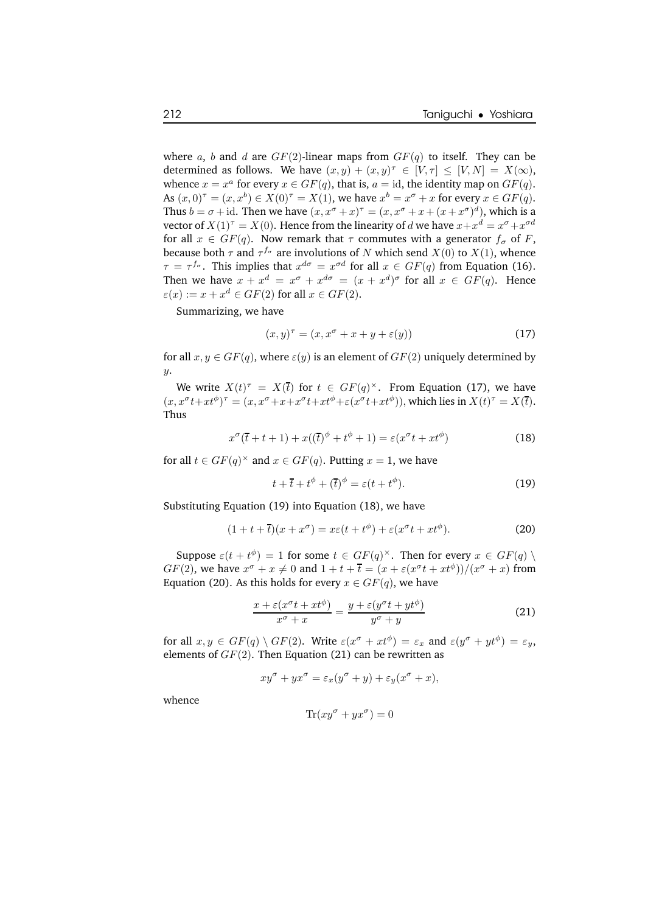where $a$, $b$ and $d$ are $GF(2)$-linear maps from $GF(q)$ to itself. They can be determined as follows. We have $(x, y) + (x, y)^\tau \in [V, \tau] \leq [V, N] = X(\infty)$, whence $x = x^a$ for every $x \in GF(q)$, that is, $a = \mathrm{id}$, the identity map on $GF(q)$. As $(x, 0)^\tau = (x, x^b) \in X(0)^\tau = X(1)$, we have $x^b = x^\sigma + x$ for every $x \in GF(q)$. Thus $b = \sigma + \mathrm{id}$. Then we have $(x, x^\sigma + x)^\tau = (x, x^\sigma + x + (x + x^\sigma)^d)$, which is a vector of $X(1)^\tau = X(0)$. Hence from the linearity of $d$ we have $x + x^d = x^\sigma + x^{\sigma d}$ for all $x \in GF(q)$. Now remark that $\tau$ commutes with a generator $f_\sigma$ of $F$, because both $\tau$ and $\tau^{f_\sigma}$ are involutions of $N$ which send $X(0)$ to $X(1)$, whence $\tau = \tau^{f_\sigma}$. This implies that $x^{d\sigma} = x^{\sigma d}$ for all $x \in GF(q)$ from Equation (16). Then we have $x + x^d = x^\sigma + x^{d\sigma} = (x + x^d)^\sigma$ for all $x \in GF(q)$. Hence $\varepsilon(x) := x + x^d \in GF(2)$ for all $x \in GF(2)$.

Summarizing, we have

$$(x, y)^\tau = (x, x^\sigma + x + y + \varepsilon(y)) \tag{17}$$

for all $x, y \in GF(q)$, where $\varepsilon(y)$ is an element of $GF(2)$ uniquely determined by $y$.

We write $X(t)^\tau = X(\bar{t})$ for $t \in GF(q)^\times$. From Equation (17), we have $(x, x^\sigma t + x t^\phi)^\tau = (x, x^\sigma + x + x^\sigma t + x t^\phi + \varepsilon(x^\sigma t + x t^\phi))$, which lies in $X(t)^\tau = X(\bar{t})$. Thus

$$x^\sigma(\bar{t} + t + 1) + x((\bar{t})^\phi + t^\phi + 1) = \varepsilon(x^\sigma t + x t^\phi) \tag{18}$$

for all $t \in GF(q)^\times$ and $x \in GF(q)$. Putting $x = 1$, we have

$$t + \bar{t} + t^\phi + (\bar{t})^\phi = \varepsilon(t + t^\phi). \tag{19}$$

Substituting Equation (19) into Equation (18), we have

$$(1 + t + \bar{t})(x + x^\sigma) = x\varepsilon(t + t^\phi) + \varepsilon(x^\sigma t + x t^\phi). \tag{20}$$

Suppose $\varepsilon(t + t^\phi) = 1$ for some $t \in GF(q)^\times$. Then for every $x \in GF(q) \setminus GF(2)$, we have $x^\sigma + x \neq 0$ and $1 + t + \bar{t} = (x + \varepsilon(x^\sigma t + x t^\phi))/(x^\sigma + x)$ from Equation (20). As this holds for every $x \in GF(q)$, we have

$$\frac{x + \varepsilon(x^\sigma t + x t^\phi)}{x^\sigma + x} = \frac{y + \varepsilon(y^\sigma t + y t^\phi)}{y^\sigma + y} \tag{21}$$

for all $x, y \in GF(q) \setminus GF(2)$. Write $\varepsilon(x^\sigma + x t^\phi) = \varepsilon_x$ and $\varepsilon(y^\sigma + y t^\phi) = \varepsilon_y$, elements of $GF(2)$. Then Equation (21) can be rewritten as

$$x y^\sigma + y x^\sigma = \varepsilon_x(y^\sigma + y) + \varepsilon_y(x^\sigma + x),$$

whence

$$\mathrm{Tr}(x y^\sigma + y x^\sigma) = 0$$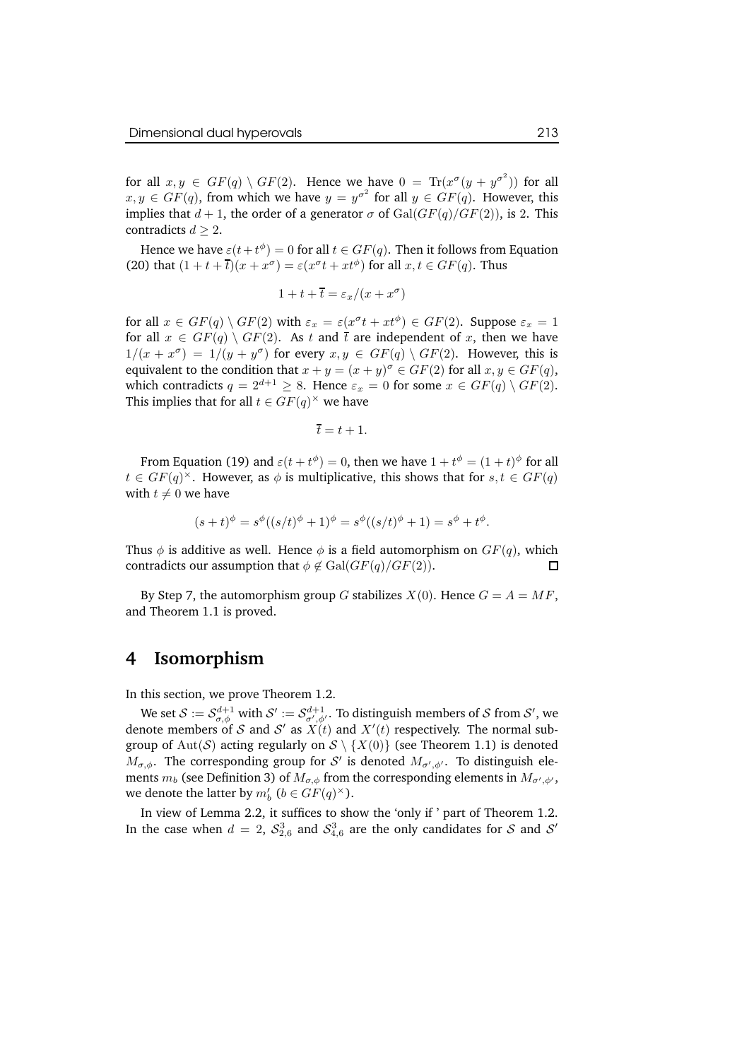for all $x, y \in GF(q) \setminus GF(2)$. Hence we have $0 = \mathrm{Tr}(x^\sigma(y + y^{\sigma^2}))$ for all $x, y \in GF(q)$, from which we have $y = y^{\sigma^2}$ for all $y \in GF(q)$. However, this implies that $d + 1$, the order of a generator $\sigma$ of $\mathrm{Gal}(GF(q)/GF(2))$, is 2. This contradicts $d \geq 2$.

Hence we have $\varepsilon(t + t^\phi) = 0$ for all $t \in GF(q)$. Then it follows from Equation (20) that $(1 + t + \overline{t})(x + x^\sigma) = \varepsilon(x^\sigma t + xt^\phi)$ for all $x, t \in GF(q)$. Thus

$$1 + t + \overline{t} = \varepsilon_x/(x + x^\sigma)$$

for all $x \in GF(q) \setminus GF(2)$ with $\varepsilon_x = \varepsilon(x^\sigma t + xt^\phi) \in GF(2)$. Suppose $\varepsilon_x = 1$ for all $x \in GF(q) \setminus GF(2)$. As $t$ and $\overline{t}$ are independent of $x$, then we have $1/(x + x^\sigma) = 1/(y + y^\sigma)$ for every $x, y \in GF(q) \setminus GF(2)$. However, this is equivalent to the condition that $x + y = (x + y)^\sigma \in GF(2)$ for all $x, y \in GF(q)$, which contradicts $q = 2^{d+1} \geq 8$. Hence $\varepsilon_x = 0$ for some $x \in GF(q) \setminus GF(2)$. This implies that for all $t \in GF(q)^\times$ we have

$$\overline{t} = t + 1.$$

From Equation (19) and $\varepsilon(t + t^\phi) = 0$, then we have $1 + t^\phi = (1 + t)^\phi$ for all $t \in GF(q)^\times$. However, as $\phi$ is multiplicative, this shows that for $s, t \in GF(q)$ with $t \neq 0$ we have

$$(s + t)^\phi = s^\phi((s/t)^\phi + 1)^\phi = s^\phi((s/t)^\phi + 1) = s^\phi + t^\phi.$$

Thus $\phi$ is additive as well. Hence $\phi$ is a field automorphism on $GF(q)$, which contradicts our assumption that $\phi \notin \mathrm{Gal}(GF(q)/GF(2))$. $\square$

By Step 7, the automorphism group $G$ stabilizes $X(0)$. Hence $G = A = MF$, and Theorem 1.1 is proved.

# 4 Isomorphism

In this section, we prove Theorem 1.2.

We set $\mathcal{S} := \mathcal{S}^{d+1}_{\sigma,\phi}$ with $\mathcal{S}' := \mathcal{S}^{d+1}_{\sigma',\phi'}$. To distinguish members of $\mathcal{S}$ from $\mathcal{S}'$, we denote members of $\mathcal{S}$ and $\mathcal{S}'$ as $X(t)$ and $X'(t)$ respectively. The normal subgroup of $\mathrm{Aut}(\mathcal{S})$ acting regularly on $\mathcal{S} \setminus \{X(0)\}$ (see Theorem 1.1) is denoted $M_{\sigma,\phi}$. The corresponding group for $\mathcal{S}'$ is denoted $M_{\sigma',\phi'}$. To distinguish elements $m_b$ (see Definition 3) of $M_{\sigma,\phi}$ from the corresponding elements in $M_{\sigma',\phi'}$, we denote the latter by $m'_b$ ($b \in GF(q)^\times$).

In view of Lemma 2.2, it suffices to show the 'only if ' part of Theorem 1.2. In the case when $d = 2$, $\mathcal{S}^3_{2,6}$ and $\mathcal{S}^3_{4,6}$ are the only candidates for $\mathcal{S}$ and $\mathcal{S}'$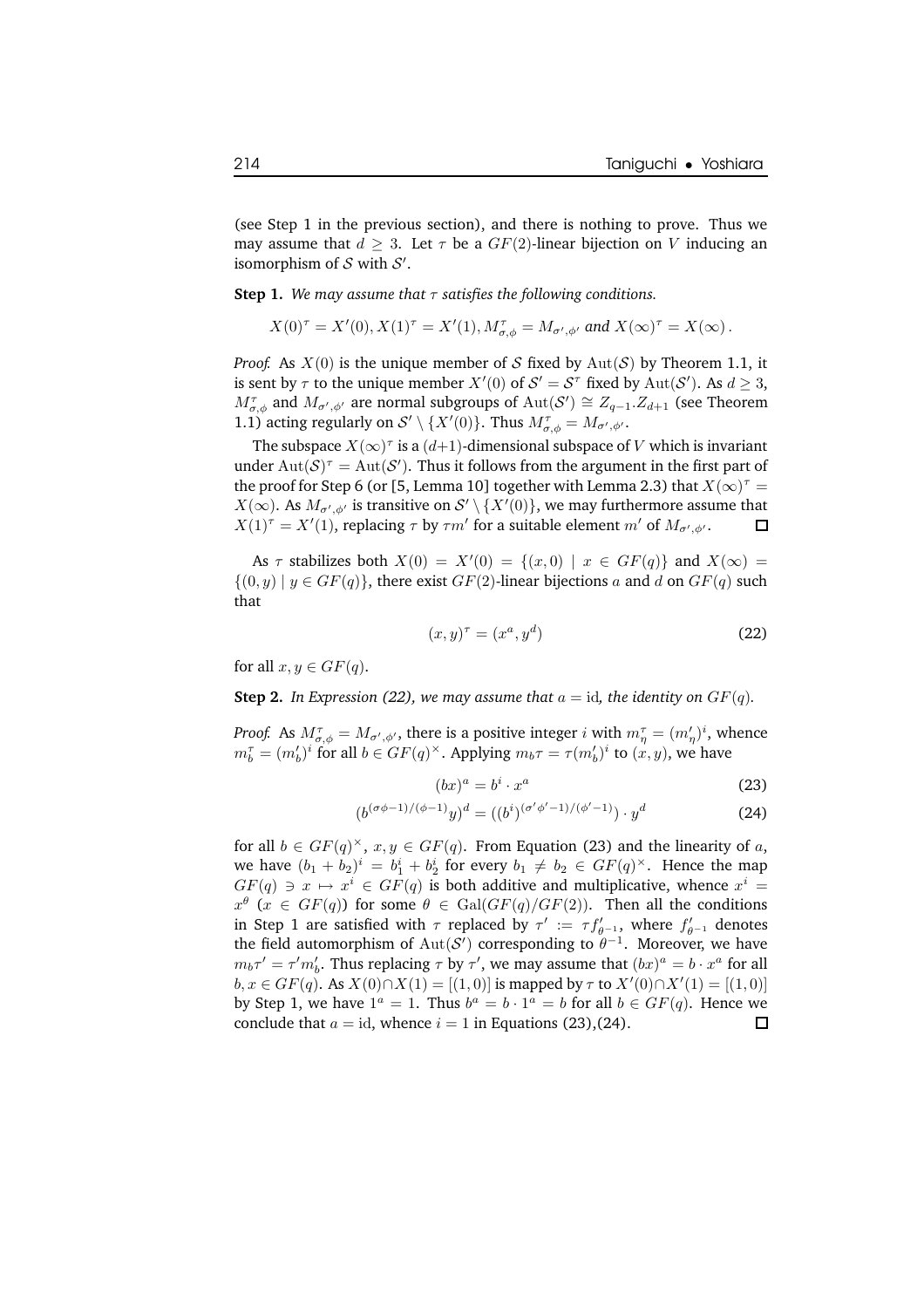(see Step 1 in the previous section), and there is nothing to prove. Thus we may assume that $d \geq 3$. Let $\tau$ be a $GF(2)$-linear bijection on $V$ inducing an isomorphism of $\mathcal{S}$ with $\mathcal{S}'$.

**Step 1.** *We may assume that $\tau$ satisfies the following conditions.*

$$X(0)^\tau = X'(0), X(1)^\tau = X'(1), M_{\sigma,\phi}^\tau = M_{\sigma',\phi'} \textit{ and } X(\infty)^\tau = X(\infty).$$

*Proof.* As $X(0)$ is the unique member of $\mathcal{S}$ fixed by $\mathrm{Aut}(\mathcal{S})$ by Theorem 1.1, it is sent by $\tau$ to the unique member $X'(0)$ of $\mathcal{S}' = \mathcal{S}^\tau$ fixed by $\mathrm{Aut}(\mathcal{S}')$. As $d \geq 3$, $M_{\sigma,\phi}^\tau$ and $M_{\sigma',\phi'}$ are normal subgroups of $\mathrm{Aut}(\mathcal{S}') \cong Z_{q-1}.Z_{d+1}$ (see Theorem 1.1) acting regularly on $\mathcal{S}' \setminus \{X'(0)\}$. Thus $M_{\sigma,\phi}^\tau = M_{\sigma',\phi'}$.

The subspace $X(\infty)^\tau$ is a $(d+1)$-dimensional subspace of $V$ which is invariant under $\mathrm{Aut}(\mathcal{S})^\tau = \mathrm{Aut}(\mathcal{S}')$. Thus it follows from the argument in the first part of the proof for Step 6 (or [5, Lemma 10] together with Lemma 2.3) that $X(\infty)^\tau = X(\infty)$. As $M_{\sigma',\phi'}$ is transitive on $\mathcal{S}' \setminus \{X'(0)\}$, we may furthermore assume that $X(1)^\tau = X'(1)$, replacing $\tau$ by $\tau m'$ for a suitable element $m'$ of $M_{\sigma',\phi'}$. $\square$

As $\tau$ stabilizes both $X(0) = X'(0) = \{(x,0) \mid x \in GF(q)\}$ and $X(\infty) = \{(0,y) \mid y \in GF(q)\}$, there exist $GF(2)$-linear bijections $a$ and $d$ on $GF(q)$ such that

$$(x,y)^\tau = (x^a, y^d) \tag{22}$$

for all $x, y \in GF(q)$.

**Step 2.** *In Expression (22), we may assume that $a = \mathrm{id}$, the identity on $GF(q)$.*

*Proof.* As $M_{\sigma,\phi}^\tau = M_{\sigma',\phi'}$, there is a positive integer $i$ with $m_\eta^\tau = (m'_\eta)^i$, whence $m_b^\tau = (m'_b)^i$ for all $b \in GF(q)^\times$. Applying $m_b\tau = \tau(m'_b)^i$ to $(x,y)$, we have

$$(bx)^a = b^i \cdot x^a \tag{23}$$

$$(b^{(\sigma\phi-1)/(\phi-1)}y)^d = ((b^i)^{(\sigma'\phi'-1)/(\phi'-1)}) \cdot y^d \tag{24}$$

for all $b \in GF(q)^\times$, $x, y \in GF(q)$. From Equation (23) and the linearity of $a$, we have $(b_1 + b_2)^i = b_1^i + b_2^i$ for every $b_1 \neq b_2 \in GF(q)^\times$. Hence the map $GF(q) \ni x \mapsto x^i \in GF(q)$ is both additive and multiplicative, whence $x^i = x^\theta$ ($x \in GF(q)$) for some $\theta \in \mathrm{Gal}(GF(q)/GF(2))$. Then all the conditions in Step 1 are satisfied with $\tau$ replaced by $\tau' := \tau f'_{\theta^{-1}}$, where $f'_{\theta^{-1}}$ denotes the field automorphism of $\mathrm{Aut}(\mathcal{S}')$ corresponding to $\theta^{-1}$. Moreover, we have $m_b\tau' = \tau' m'_b$. Thus replacing $\tau$ by $\tau'$, we may assume that $(bx)^a = b \cdot x^a$ for all $b, x \in GF(q)$. As $X(0) \cap X(1) = [(1,0)]$ is mapped by $\tau$ to $X'(0) \cap X'(1) = [(1,0)]$ by Step 1, we have $1^a = 1$. Thus $b^a = b \cdot 1^a = b$ for all $b \in GF(q)$. Hence we conclude that $a = \mathrm{id}$, whence $i = 1$ in Equations (23),(24). $\square$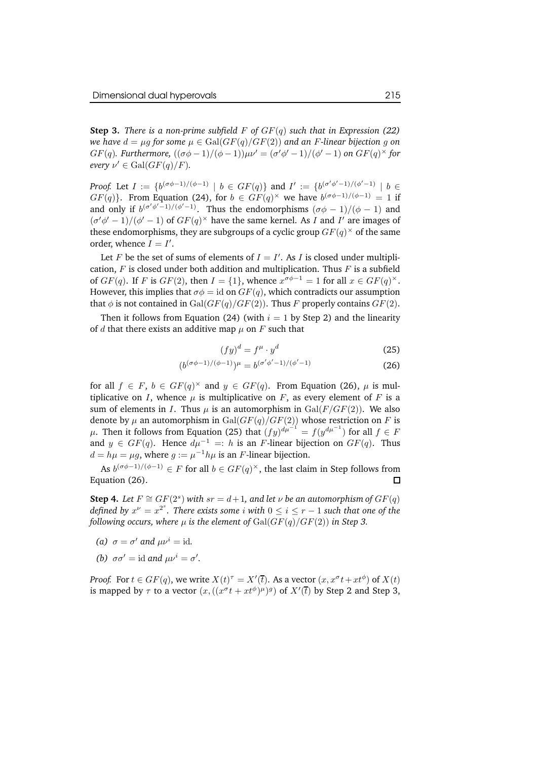**Step 3.** *There is a non-prime subfield $F$ of $GF(q)$ such that in Expression (22) we have $d = \mu g$ for some $\mu \in \mathrm{Gal}(GF(q)/GF(2))$ and an $F$-linear bijection $g$ on $GF(q)$. Furthermore, $((\sigma\phi - 1)/(\phi - 1))\mu\nu' = (\sigma'\phi' - 1)/(\phi' - 1)$ on $GF(q)^\times$ for every $\nu' \in \mathrm{Gal}(GF(q)/F)$.*

*Proof.* Let $I := \{b^{(\sigma\phi-1)/(\phi-1)} \mid b \in GF(q)\}$ and $I' := \{b^{(\sigma'\phi'-1)/(\phi'-1)} \mid b \in GF(q)\}$. From Equation (24), for $b \in GF(q)^\times$ we have $b^{(\sigma\phi-1)/(\phi-1)} = 1$ if and only if $b^{(\sigma'\phi'-1)/(\phi'-1)}$. Thus the endomorphisms $(\sigma\phi - 1)/(\phi - 1)$ and $(\sigma'\phi' - 1)/(\phi' - 1)$ of $GF(q)^\times$ have the same kernel. As $I$ and $I'$ are images of these endomorphisms, they are subgroups of a cyclic group $GF(q)^\times$ of the same order, whence $I = I'$.

Let $F$ be the set of sums of elements of $I = I'$. As $I$ is closed under multiplication, $F$ is closed under both addition and multiplication. Thus $F$ is a subfield of $GF(q)$. If $F$ is $GF(2)$, then $I = \{1\}$, whence $x^{\sigma\phi-1} = 1$ for all $x \in GF(q)^\times$. However, this implies that $\sigma\phi = \mathrm{id}$ on $GF(q)$, which contradicts our assumption that $\phi$ is not contained in $\mathrm{Gal}(GF(q)/GF(2))$. Thus $F$ properly contains $GF(2)$.

Then it follows from Equation (24) (with $i = 1$ by Step 2) and the linearity of $d$ that there exists an additive map $\mu$ on $F$ such that

$$(fy)^d = f^\mu \cdot y^d \tag{25}$$

$$(b^{(\sigma\phi-1)/(\phi-1)})^\mu = b^{(\sigma'\phi'-1)/(\phi'-1)} \tag{26}$$

for all $f \in F$, $b \in GF(q)^\times$ and $y \in GF(q)$. From Equation (26), $\mu$ is multiplicative on $I$, whence $\mu$ is multiplicative on $F$, as every element of $F$ is a sum of elements in $I$. Thus $\mu$ is an automorphism in $\mathrm{Gal}(F/GF(2))$. We also denote by $\mu$ an automorphism in $\mathrm{Gal}(GF(q)/GF(2))$ whose restriction on $F$ is $\mu$. Then it follows from Equation (25) that $(fy)^{d\mu^{-1}} = f(y^{d\mu^{-1}})$ for all $f \in F$ and $y \in GF(q)$. Hence $d\mu^{-1} =: h$ is an $F$-linear bijection on $GF(q)$. Thus $d = h\mu = \mu g$, where $g := \mu^{-1}h\mu$ is an $F$-linear bijection.

As $b^{(\sigma\phi-1)/(\phi-1)} \in F$ for all $b \in GF(q)^\times$, the last claim in Step follows from Equation (26). □

**Step 4.** *Let $F \cong GF(2^s)$ with $sr = d+1$, and let $\nu$ be an automorphism of $GF(q)$ defined by $x^\nu = x^{2^s}$. There exists some $i$ with $0 \leq i \leq r-1$ such that one of the following occurs, where $\mu$ is the element of $\mathrm{Gal}(GF(q)/GF(2))$ in Step 3.*

- *(a)* $\sigma = \sigma'$ *and* $\mu\nu^i = \mathrm{id}$.
- *(b)* $\sigma\sigma' = \mathrm{id}$ *and* $\mu\nu^i = \sigma'$.

*Proof.* For $t \in GF(q)$, we write $X(t)^\tau = X'(\bar{t})$. As a vector $(x, x^\sigma t + xt^\phi)$ of $X(t)$ is mapped by $\tau$ to a vector $(x, ((x^\sigma t + xt^\phi)^\mu)^g)$ of $X'(\bar{t})$ by Step 2 and Step 3,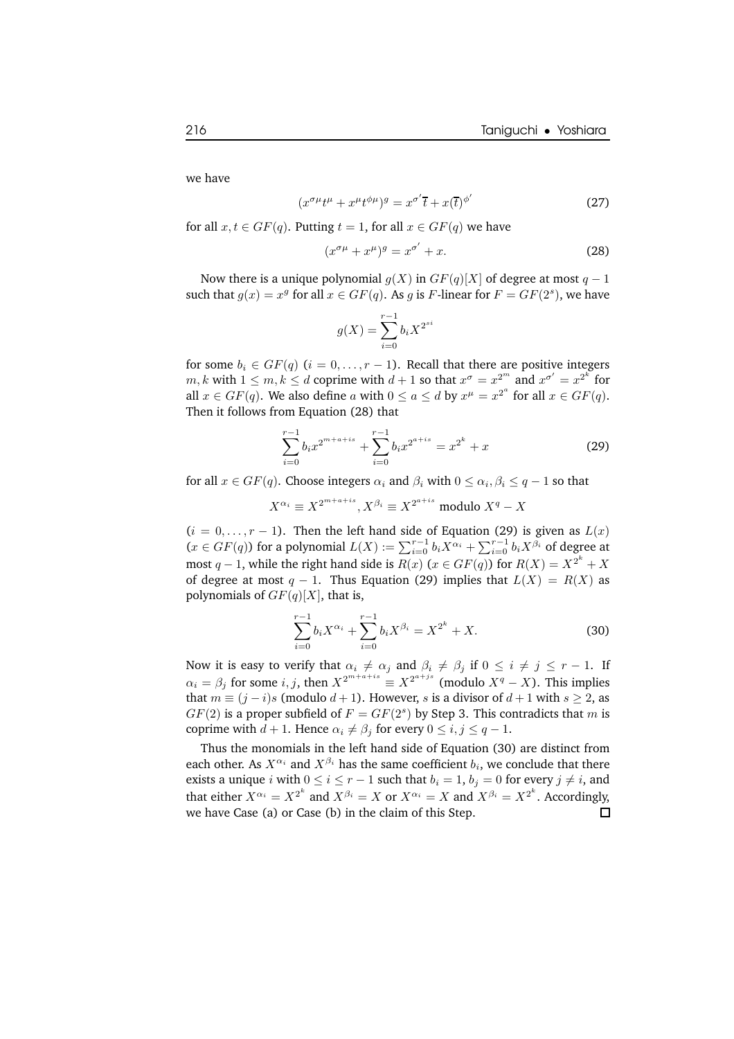we have

$$(x^{\sigma\mu}t^{\mu} + x^{\mu}t^{\phi\mu})^{g} = x^{\sigma'}\overline{t} + x(\overline{t})^{\phi'} \tag{27}$$

for all $x, t \in GF(q)$. Putting $t = 1$, for all $x \in GF(q)$ we have

$$(x^{\sigma\mu} + x^{\mu})^{g} = x^{\sigma'} + x. \tag{28}$$

Now there is a unique polynomial $g(X)$ in $GF(q)[X]$ of degree at most $q-1$ such that $g(x) = x^{g}$ for all $x \in GF(q)$. As $g$ is $F$-linear for $F = GF(2^s)$, we have

$$g(X) = \sum_{i=0}^{r-1} b_i X^{2^{si}}$$

for some $b_i \in GF(q)$ $(i = 0, \ldots, r-1)$. Recall that there are positive integers $m, k$ with $1 \leq m, k \leq d$ coprime with $d+1$ so that $x^{\sigma} = x^{2^m}$ and $x^{\sigma'} = x^{2^k}$ for all $x \in GF(q)$. We also define $a$ with $0 \leq a \leq d$ by $x^{\mu} = x^{2^a}$ for all $x \in GF(q)$. Then it follows from Equation (28) that

$$\sum_{i=0}^{r-1} b_i x^{2^{m+a+is}} + \sum_{i=0}^{r-1} b_i x^{2^{a+is}} = x^{2^k} + x \tag{29}$$

for all $x \in GF(q)$. Choose integers $\alpha_i$ and $\beta_i$ with $0 \leq \alpha_i, \beta_i \leq q-1$ so that

$$X^{\alpha_i} \equiv X^{2^{m+a+is}}, X^{\beta_i} \equiv X^{2^{a+is}} \text{ modulo } X^q - X$$

$(i = 0, \ldots, r-1)$. Then the left hand side of Equation (29) is given as $L(x)$ $(x \in GF(q))$ for a polynomial $L(X) := \sum_{i=0}^{r-1} b_i X^{\alpha_i} + \sum_{i=0}^{r-1} b_i X^{\beta_i}$ of degree at most $q-1$, while the right hand side is $R(x)$ $(x \in GF(q))$ for $R(X) = X^{2^k} + X$ of degree at most $q-1$. Thus Equation (29) implies that $L(X) = R(X)$ as polynomials of $GF(q)[X]$, that is,

$$\sum_{i=0}^{r-1} b_i X^{\alpha_i} + \sum_{i=0}^{r-1} b_i X^{\beta_i} = X^{2^k} + X. \tag{30}$$

Now it is easy to verify that $\alpha_i \neq \alpha_j$ and $\beta_i \neq \beta_j$ if $0 \leq i \neq j \leq r-1$. If $\alpha_i = \beta_j$ for some $i, j$, then $X^{2^{m+a+is}} \equiv X^{2^{a+js}}$ (modulo $X^q - X$). This implies that $m \equiv (j-i)s$ (modulo $d+1$). However, $s$ is a divisor of $d+1$ with $s \geq 2$, as $GF(2)$ is a proper subfield of $F = GF(2^s)$ by Step 3. This contradicts that $m$ is coprime with $d+1$. Hence $\alpha_i \neq \beta_j$ for every $0 \leq i, j \leq q-1$.

Thus the monomials in the left hand side of Equation (30) are distinct from each other. As $X^{\alpha_i}$ and $X^{\beta_i}$ has the same coefficient $b_i$, we conclude that there exists a unique $i$ with $0 \leq i \leq r-1$ such that $b_i = 1$, $b_j = 0$ for every $j \neq i$, and that either $X^{\alpha_i} = X^{2^k}$ and $X^{\beta_i} = X$ or $X^{\alpha_i} = X$ and $X^{\beta_i} = X^{2^k}$. Accordingly, we have Case (a) or Case (b) in the claim of this Step. □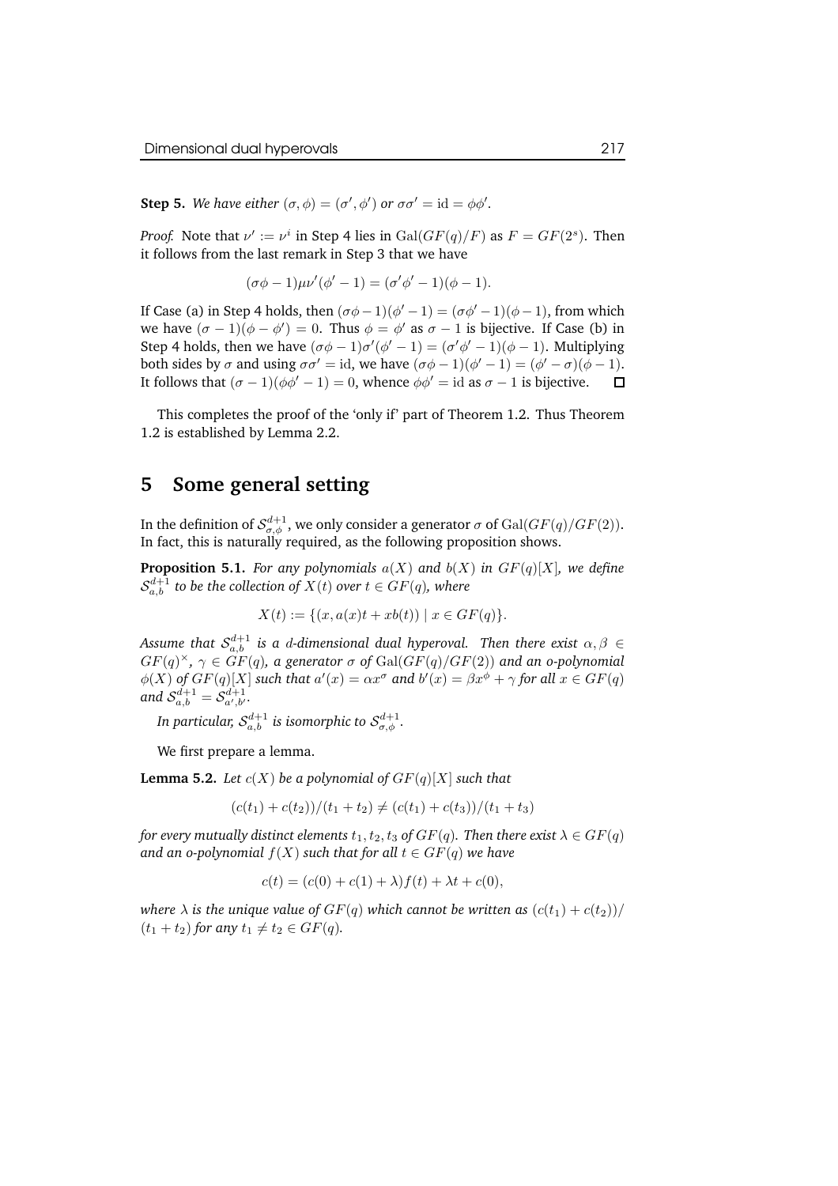**Step 5.** *We have either $(\sigma, \phi) = (\sigma', \phi')$ or $\sigma\sigma' = \mathrm{id} = \phi\phi'$.*

*Proof.* Note that $\nu' := \nu^i$ in Step 4 lies in $\mathrm{Gal}(GF(q)/F)$ as $F = GF(2^s)$. Then it follows from the last remark in Step 3 that we have

$$(\sigma\phi - 1)\mu\nu'(\phi' - 1) = (\sigma'\phi' - 1)(\phi - 1).$$

If Case (a) in Step 4 holds, then $(\sigma\phi - 1)(\phi' - 1) = (\sigma\phi' - 1)(\phi - 1)$, from which we have $(\sigma - 1)(\phi - \phi') = 0$. Thus $\phi = \phi'$ as $\sigma - 1$ is bijective. If Case (b) in Step 4 holds, then we have $(\sigma\phi - 1)\sigma'(\phi' - 1) = (\sigma'\phi' - 1)(\phi - 1)$. Multiplying both sides by $\sigma$ and using $\sigma\sigma' = \mathrm{id}$, we have $(\sigma\phi - 1)(\phi' - 1) = (\phi' - \sigma)(\phi - 1)$. It follows that $(\sigma - 1)(\phi\phi' - 1) = 0$, whence $\phi\phi' = \mathrm{id}$ as $\sigma - 1$ is bijective. $\square$

This completes the proof of the 'only if' part of Theorem 1.2. Thus Theorem 1.2 is established by Lemma 2.2.

# 5 Some general setting

In the definition of $\mathcal{S}^{d+1}_{\sigma,\phi}$, we only consider a generator $\sigma$ of $\mathrm{Gal}(GF(q)/GF(2))$. In fact, this is naturally required, as the following proposition shows.

**Proposition 5.1.** *For any polynomials $a(X)$ and $b(X)$ in $GF(q)[X]$, we define $\mathcal{S}^{d+1}_{a,b}$ to be the collection of $X(t)$ over $t \in GF(q)$, where*

$$X(t) := \{(x, a(x)t + xb(t)) \mid x \in GF(q)\}.$$

*Assume that $\mathcal{S}^{d+1}_{a,b}$ is a $d$-dimensional dual hyperoval. Then there exist $\alpha, \beta \in GF(q)^{\times}$, $\gamma \in GF(q)$, a generator $\sigma$ of $\mathrm{Gal}(GF(q)/GF(2))$ and an o-polynomial $\phi(X)$ of $GF(q)[X]$ such that $a'(x) = \alpha x^{\sigma}$ and $b'(x) = \beta x^{\phi} + \gamma$ for all $x \in GF(q)$ and $\mathcal{S}^{d+1}_{a,b} = \mathcal{S}^{d+1}_{a',b'}$.*

*In particular, $\mathcal{S}^{d+1}_{a,b}$ is isomorphic to $\mathcal{S}^{d+1}_{\sigma,\phi}$.*

We first prepare a lemma.

**Lemma 5.2.** *Let $c(X)$ be a polynomial of $GF(q)[X]$ such that*

$$(c(t_1) + c(t_2))/(t_1 + t_2) \neq (c(t_1) + c(t_3))/(t_1 + t_3)$$

*for every mutually distinct elements $t_1, t_2, t_3$ of $GF(q)$. Then there exist $\lambda \in GF(q)$ and an o-polynomial $f(X)$ such that for all $t \in GF(q)$ we have*

$$c(t) = (c(0) + c(1) + \lambda)f(t) + \lambda t + c(0),$$

*where $\lambda$ is the unique value of $GF(q)$ which cannot be written as $(c(t_1) + c(t_2))/(t_1 + t_2)$ for any $t_1 \neq t_2 \in GF(q)$.*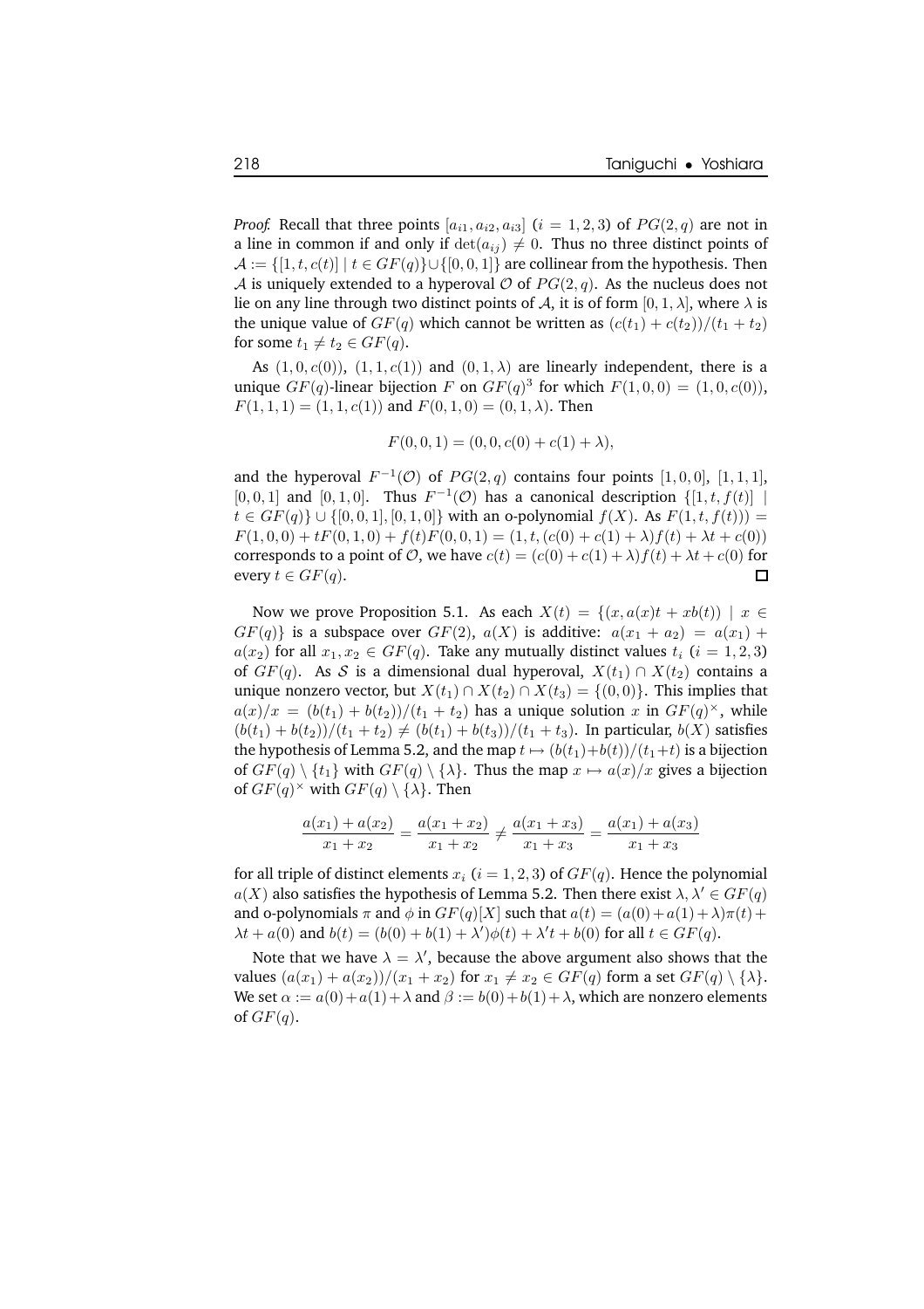*Proof.* Recall that three points $[a_{i1}, a_{i2}, a_{i3}]$ $(i = 1, 2, 3)$ of $PG(2, q)$ are not in a line in common if and only if $\det(a_{ij}) \neq 0$. Thus no three distinct points of $\mathcal{A} := \{[1, t, c(t)] \mid t \in GF(q)\} \cup \{[0, 0, 1]\}$ are collinear from the hypothesis. Then $\mathcal{A}$ is uniquely extended to a hyperoval $\mathcal{O}$ of $PG(2, q)$. As the nucleus does not lie on any line through two distinct points of $\mathcal{A}$, it is of form $[0, 1, \lambda]$, where $\lambda$ is the unique value of $GF(q)$ which cannot be written as $(c(t_1) + c(t_2))/(t_1 + t_2)$ for some $t_1 \neq t_2 \in GF(q)$.

As $(1, 0, c(0))$, $(1, 1, c(1))$ and $(0, 1, \lambda)$ are linearly independent, there is a unique $GF(q)$-linear bijection $F$ on $GF(q)^3$ for which $F(1, 0, 0) = (1, 0, c(0))$, $F(1, 1, 1) = (1, 1, c(1))$ and $F(0, 1, 0) = (0, 1, \lambda)$. Then

$$F(0, 0, 1) = (0, 0, c(0) + c(1) + \lambda),$$

and the hyperoval $F^{-1}(\mathcal{O})$ of $PG(2, q)$ contains four points $[1, 0, 0]$, $[1, 1, 1]$, $[0, 0, 1]$ and $[0, 1, 0]$. Thus $F^{-1}(\mathcal{O})$ has a canonical description $\{[1, t, f(t)] \mid t \in GF(q)\} \cup \{[0, 0, 1], [0, 1, 0]\}$ with an o-polynomial $f(X)$. As $F(1, t, f(t)) = F(1, 0, 0) + tF(0, 1, 0) + f(t)F(0, 0, 1) = (1, t, (c(0) + c(1) + \lambda)f(t) + \lambda t + c(0))$ corresponds to a point of $\mathcal{O}$, we have $c(t) = (c(0) + c(1) + \lambda)f(t) + \lambda t + c(0)$ for every $t \in GF(q)$. $\square$

Now we prove Proposition 5.1. As each $X(t) = \{(x, a(x)t + xb(t)) \mid x \in GF(q)\}$ is a subspace over $GF(2)$, $a(X)$ is additive: $a(x_1 + a_2) = a(x_1) + a(x_2)$ for all $x_1, x_2 \in GF(q)$. Take any mutually distinct values $t_i$ $(i = 1, 2, 3)$ of $GF(q)$. As $\mathcal{S}$ is a dimensional dual hyperoval, $X(t_1) \cap X(t_2)$ contains a unique nonzero vector, but $X(t_1) \cap X(t_2) \cap X(t_3) = \{(0, 0)\}$. This implies that $a(x)/x = (b(t_1) + b(t_2))/(t_1 + t_2)$ has a unique solution $x$ in $GF(q)^\times$, while $(b(t_1) + b(t_2))/(t_1 + t_2) \neq (b(t_1) + b(t_3))/(t_1 + t_3)$. In particular, $b(X)$ satisfies the hypothesis of Lemma 5.2, and the map $t \mapsto (b(t_1) + b(t))/(t_1 + t)$ is a bijection of $GF(q) \setminus \{t_1\}$ with $GF(q) \setminus \{\lambda\}$. Thus the map $x \mapsto a(x)/x$ gives a bijection of $GF(q)^\times$ with $GF(q) \setminus \{\lambda\}$. Then

$$\frac{a(x_1) + a(x_2)}{x_1 + x_2} = \frac{a(x_1 + x_2)}{x_1 + x_2} \neq \frac{a(x_1 + x_3)}{x_1 + x_3} = \frac{a(x_1) + a(x_3)}{x_1 + x_3}$$

for all triple of distinct elements $x_i$ $(i = 1, 2, 3)$ of $GF(q)$. Hence the polynomial $a(X)$ also satisfies the hypothesis of Lemma 5.2. Then there exist $\lambda, \lambda' \in GF(q)$ and o-polynomials $\pi$ and $\phi$ in $GF(q)[X]$ such that $a(t) = (a(0) + a(1) + \lambda)\pi(t) + \lambda t + a(0)$ and $b(t) = (b(0) + b(1) + \lambda')\phi(t) + \lambda' t + b(0)$ for all $t \in GF(q)$.

Note that we have $\lambda = \lambda'$, because the above argument also shows that the values $(a(x_1) + a(x_2))/(x_1 + x_2)$ for $x_1 \neq x_2 \in GF(q)$ form a set $GF(q) \setminus \{\lambda\}$. We set $\alpha := a(0) + a(1) + \lambda$ and $\beta := b(0) + b(1) + \lambda$, which are nonzero elements of $GF(q)$.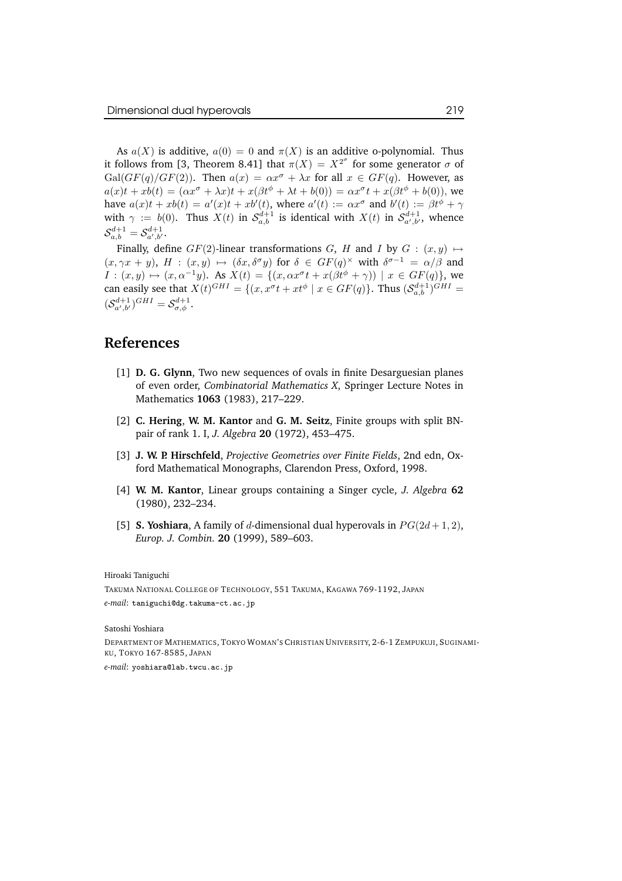As $a(X)$ is additive, $a(0) = 0$ and $\pi(X)$ is an additive o-polynomial. Thus it follows from [3, Theorem 8.41] that $\pi(X) = X^{2^\sigma}$ for some generator $\sigma$ of $\mathrm{Gal}(GF(q)/GF(2))$. Then $a(x) = \alpha x^\sigma + \lambda x$ for all $x \in GF(q)$. However, as $a(x)t + xb(t) = (\alpha x^\sigma + \lambda x)t + x(\beta t^\phi + \lambda t + b(0)) = \alpha x^\sigma t + x(\beta t^\phi + b(0))$, we have $a(x)t + xb(t) = a'(x)t + xb'(t)$, where $a'(t) := \alpha x^\sigma$ and $b'(t) := \beta t^\phi + \gamma$ with $\gamma := b(0)$. Thus $X(t)$ in $\mathcal{S}^{d+1}_{a,b}$ is identical with $X(t)$ in $\mathcal{S}^{d+1}_{a',b'}$, whence $\mathcal{S}^{d+1}_{a,b} = \mathcal{S}^{d+1}_{a',b'}$.

Finally, define $GF(2)$-linear transformations $G$, $H$ and $I$ by $G : (x, y) \mapsto (x, \gamma x + y)$, $H : (x, y) \mapsto (\delta x, \delta^\sigma y)$ for $\delta \in GF(q)^\times$ with $\delta^{\sigma - 1} = \alpha/\beta$ and $I : (x, y) \mapsto (x, \alpha^{-1} y)$. As $X(t) = \{(x, \alpha x^\sigma t + x(\beta t^\phi + \gamma)) \mid x \in GF(q)\}$, we can easily see that $X(t)^{GHI} = \{(x, x^\sigma t + x t^\phi \mid x \in GF(q)\}$. Thus $(\mathcal{S}^{d+1}_{a,b})^{GHI} = (\mathcal{S}^{d+1}_{a',b'})^{GHI} = \mathcal{S}^{d+1}_{\sigma,\phi}$.

## References

[1] **D. G. Glynn**, Two new sequences of ovals in finite Desarguesian planes of even order, *Combinatorial Mathematics X*, Springer Lecture Notes in Mathematics **1063** (1983), 217–229.

[2] **C. Hering**, **W. M. Kantor** and **G. M. Seitz**, Finite groups with split BN-pair of rank 1. I, *J. Algebra* **20** (1972), 453–475.

[3] **J. W. P. Hirschfeld**, *Projective Geometries over Finite Fields*, 2nd edn, Oxford Mathematical Monographs, Clarendon Press, Oxford, 1998.

[4] **W. M. Kantor**, Linear groups containing a Singer cycle, *J. Algebra* **62** (1980), 232–234.

[5] **S. Yoshiara**, A family of $d$-dimensional dual hyperovals in $PG(2d+1, 2)$, *Europ. J. Combin.* **20** (1999), 589–603.

Hiroaki Taniguchi

TAKUMA NATIONAL COLLEGE OF TECHNOLOGY, 551 TAKUMA, KAGAWA 769-1192, JAPAN

*e-mail*: taniguchi@dg.takuma-ct.ac.jp

Satoshi Yoshiara

DEPARTMENT OF MATHEMATICS, TOKYO WOMAN'S CHRISTIAN UNIVERSITY, 2-6-1 ZEMPUKUJI, SUGINAMI-KU, TOKYO 167-8585, JAPAN

*e-mail*: yoshiara@lab.twcu.ac.jp